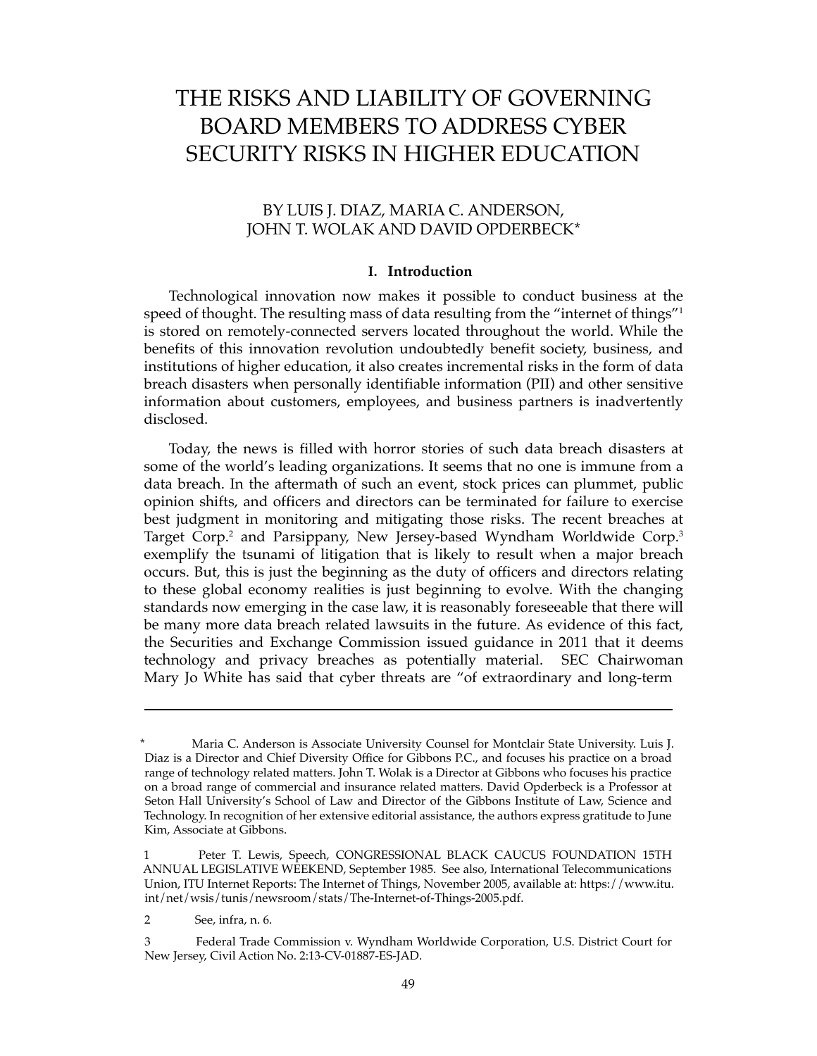# THE RISKS AND LIABILITY OF GOVERNING BOARD MEMBERS TO ADDRESS CYBER SECURITY RISKS IN HIGHER EDUCATION

BY LUIS J. DIAZ, MARIA C. ANDERSON, JOHN T. WOLAK AND DAVID OPDERBECK*

## I. Introduction

Technological innovation now makes it possible to conduct business at the speed of thought. The resulting mass of data resulting from the "internet of things"[1] is stored on remotely-connected servers located throughout the world. While the benefits of this innovation revolution undoubtedly benefit society, business, and institutions of higher education, it also creates incremental risks in the form of data breach disasters when personally identifiable information (PII) and other sensitive information about customers, employees, and business partners is inadvertently disclosed.

Today, the news is filled with horror stories of such data breach disasters at some of the world's leading organizations. It seems that no one is immune from a data breach. In the aftermath of such an event, stock prices can plummet, public opinion shifts, and officers and directors can be terminated for failure to exercise best judgment in monitoring and mitigating those risks. The recent breaches at Target Corp.[2] and Parsippany, New Jersey-based Wyndham Worldwide Corp.[3] exemplify the tsunami of litigation that is likely to result when a major breach occurs. But, this is just the beginning as the duty of officers and directors relating to these global economy realities is just beginning to evolve. With the changing standards now emerging in the case law, it is reasonably foreseeable that there will be many more data breach related lawsuits in the future. As evidence of this fact, the Securities and Exchange Commission issued guidance in 2011 that it deems technology and privacy breaches as potentially material. SEC Chairwoman Mary Jo White has said that cyber threats are "of extraordinary and long-term

---

\* Maria C. Anderson is Associate University Counsel for Montclair State University. Luis J. Diaz is a Director and Chief Diversity Office for Gibbons P.C., and focuses his practice on a broad range of technology related matters. John T. Wolak is a Director at Gibbons who focuses his practice on a broad range of commercial and insurance related matters. David Opderbeck is a Professor at Seton Hall University's School of Law and Director of the Gibbons Institute of Law, Science and Technology. In recognition of her extensive editorial assistance, the authors express gratitude to June Kim, Associate at Gibbons.

1 Peter T. Lewis, Speech, CONGRESSIONAL BLACK CAUCUS FOUNDATION 15TH ANNUAL LEGISLATIVE WEEKEND, September 1985. See also, International Telecommunications Union, ITU Internet Reports: The Internet of Things, November 2005, available at: https://www.itu.int/net/wsis/tunis/newsroom/stats/The-Internet-of-Things-2005.pdf.

2 See, infra, n. 6.

3 Federal Trade Commission v. Wyndham Worldwide Corporation, U.S. District Court for New Jersey, Civil Action No. 2:13-CV-01887-ES-JAD.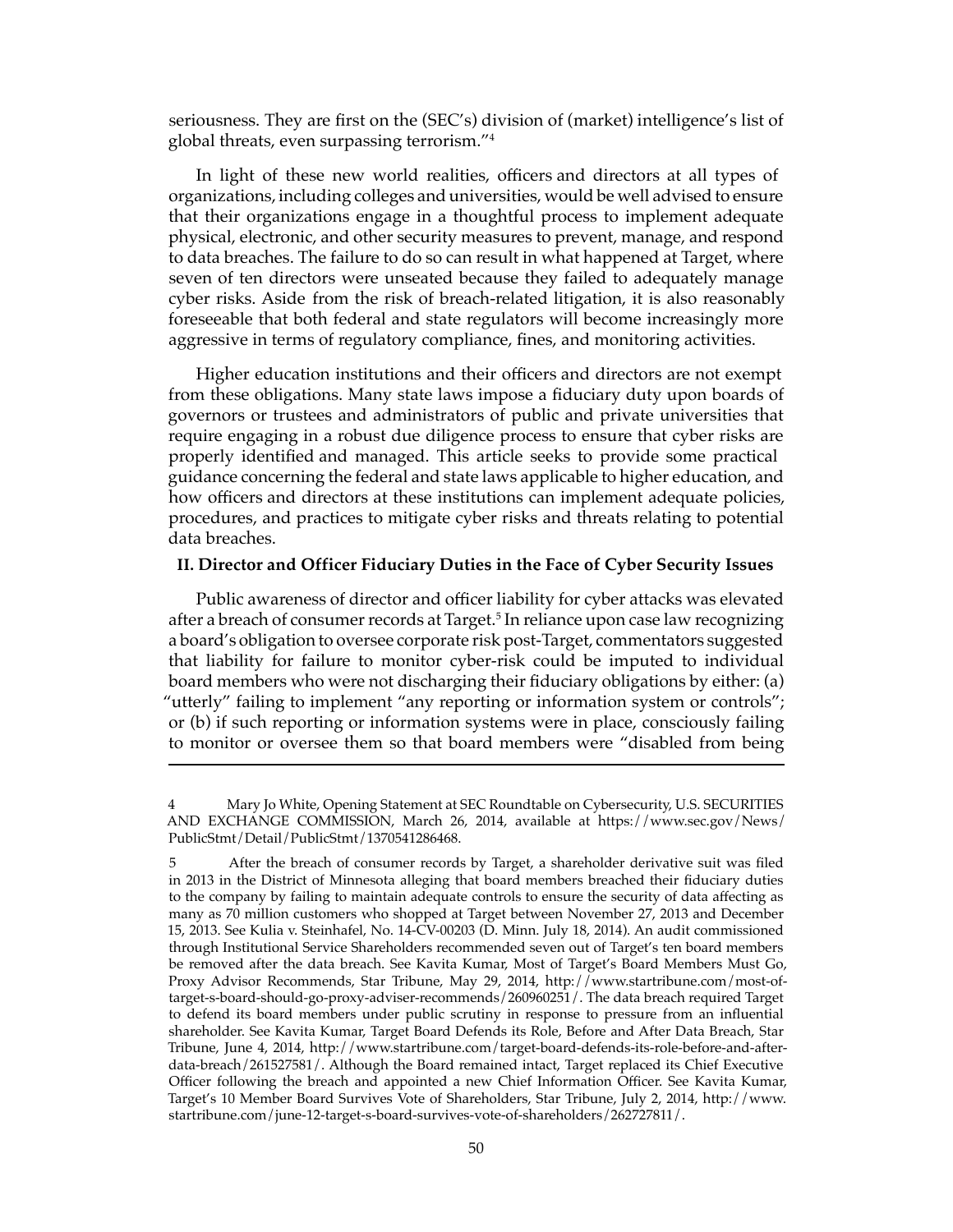seriousness. They are first on the (SEC's) division of (market) intelligence's list of global threats, even surpassing terrorism."[4]

In light of these new world realities, officers and directors at all types of organizations, including colleges and universities, would be well advised to ensure that their organizations engage in a thoughtful process to implement adequate physical, electronic, and other security measures to prevent, manage, and respond to data breaches. The failure to do so can result in what happened at Target, where seven of ten directors were unseated because they failed to adequately manage cyber risks. Aside from the risk of breach-related litigation, it is also reasonably foreseeable that both federal and state regulators will become increasingly more aggressive in terms of regulatory compliance, fines, and monitoring activities.

Higher education institutions and their officers and directors are not exempt from these obligations. Many state laws impose a fiduciary duty upon boards of governors or trustees and administrators of public and private universities that require engaging in a robust due diligence process to ensure that cyber risks are properly identified and managed. This article seeks to provide some practical guidance concerning the federal and state laws applicable to higher education, and how officers and directors at these institutions can implement adequate policies, procedures, and practices to mitigate cyber risks and threats relating to potential data breaches.

## II. Director and Officer Fiduciary Duties in the Face of Cyber Security Issues

Public awareness of director and officer liability for cyber attacks was elevated after a breach of consumer records at Target.[5] In reliance upon case law recognizing a board's obligation to oversee corporate risk post-Target, commentators suggested that liability for failure to monitor cyber-risk could be imputed to individual board members who were not discharging their fiduciary obligations by either: (a) "utterly" failing to implement "any reporting or information system or controls"; or (b) if such reporting or information systems were in place, consciously failing to monitor or oversee them so that board members were "disabled from being

---

4 Mary Jo White, Opening Statement at SEC Roundtable on Cybersecurity, U.S. SECURITIES AND EXCHANGE COMMISSION, March 26, 2014, available at https://www.sec.gov/News/PublicStmt/Detail/PublicStmt/1370541286468.

5 After the breach of consumer records by Target, a shareholder derivative suit was filed in 2013 in the District of Minnesota alleging that board members breached their fiduciary duties to the company by failing to maintain adequate controls to ensure the security of data affecting as many as 70 million customers who shopped at Target between November 27, 2013 and December 15, 2013. See Kulia v. Steinhafel, No. 14-CV-00203 (D. Minn. July 18, 2014). An audit commissioned through Institutional Service Shareholders recommended seven out of Target's ten board members be removed after the data breach. See Kavita Kumar, Most of Target's Board Members Must Go, Proxy Advisor Recommends, Star Tribune, May 29, 2014, http://www.startribune.com/most-of-target-s-board-should-go-proxy-adviser-recommends/260960251/. The data breach required Target to defend its board members under public scrutiny in response to pressure from an influential shareholder. See Kavita Kumar, Target Board Defends its Role, Before and After Data Breach, Star Tribune, June 4, 2014, http://www.startribune.com/target-board-defends-its-role-before-and-after-data-breach/261527581/. Although the Board remained intact, Target replaced its Chief Executive Officer following the breach and appointed a new Chief Information Officer. See Kavita Kumar, Target's 10 Member Board Survives Vote of Shareholders, Star Tribune, July 2, 2014, http://www.startribune.com/june-12-target-s-board-survives-vote-of-shareholders/262727811/.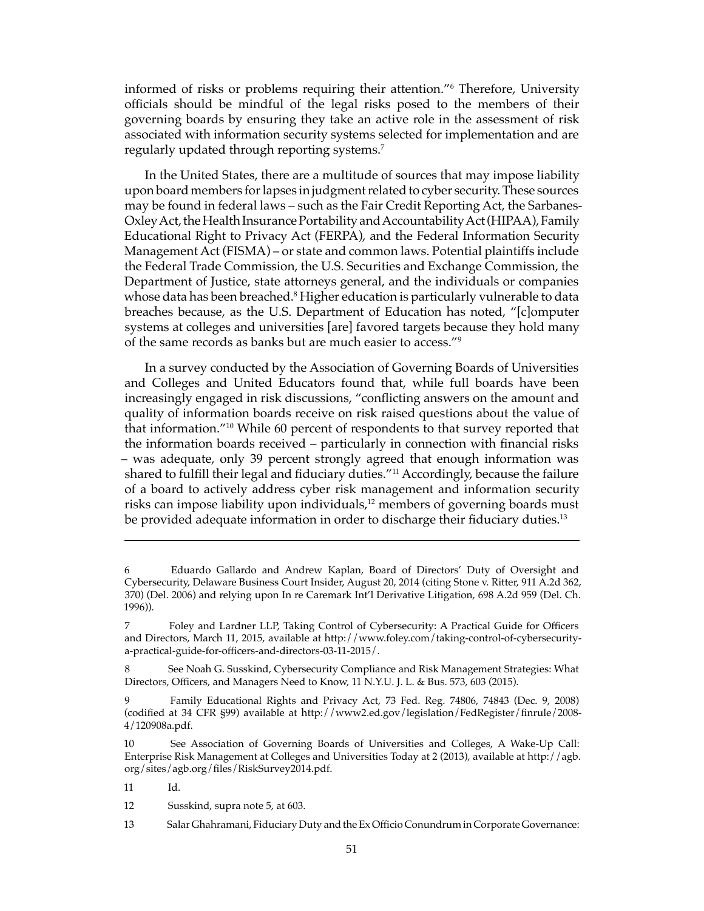informed of risks or problems requiring their attention."[6] Therefore, University officials should be mindful of the legal risks posed to the members of their governing boards by ensuring they take an active role in the assessment of risk associated with information security systems selected for implementation and are regularly updated through reporting systems.[7]

In the United States, there are a multitude of sources that may impose liability upon board members for lapses in judgment related to cyber security. These sources may be found in federal laws – such as the Fair Credit Reporting Act, the Sarbanes-Oxley Act, the Health Insurance Portability and Accountability Act (HIPAA), Family Educational Right to Privacy Act (FERPA), and the Federal Information Security Management Act (FISMA) – or state and common laws. Potential plaintiffs include the Federal Trade Commission, the U.S. Securities and Exchange Commission, the Department of Justice, state attorneys general, and the individuals or companies whose data has been breached.[8] Higher education is particularly vulnerable to data breaches because, as the U.S. Department of Education has noted, "[c]omputer systems at colleges and universities [are] favored targets because they hold many of the same records as banks but are much easier to access."[9]

In a survey conducted by the Association of Governing Boards of Universities and Colleges and United Educators found that, while full boards have been increasingly engaged in risk discussions, "conflicting answers on the amount and quality of information boards receive on risk raised questions about the value of that information."[10] While 60 percent of respondents to that survey reported that the information boards received – particularly in connection with financial risks – was adequate, only 39 percent strongly agreed that enough information was shared to fulfill their legal and fiduciary duties."[11] Accordingly, because the failure of a board to actively address cyber risk management and information security risks can impose liability upon individuals,[12] members of governing boards must be provided adequate information in order to discharge their fiduciary duties.[13]

---

6 Eduardo Gallardo and Andrew Kaplan, Board of Directors' Duty of Oversight and Cybersecurity, Delaware Business Court Insider, August 20, 2014 (citing Stone v. Ritter, 911 A.2d 362, 370) (Del. 2006) and relying upon In re Caremark Int'l Derivative Litigation, 698 A.2d 959 (Del. Ch. 1996)).

7 Foley and Lardner LLP, Taking Control of Cybersecurity: A Practical Guide for Officers and Directors, March 11, 2015, available at http://www.foley.com/taking-control-of-cybersecurity-a-practical-guide-for-officers-and-directors-03-11-2015/.

8 See Noah G. Susskind, Cybersecurity Compliance and Risk Management Strategies: What Directors, Officers, and Managers Need to Know, 11 N.Y.U. J. L. & Bus. 573, 603 (2015).

9 Family Educational Rights and Privacy Act, 73 Fed. Reg. 74806, 74843 (Dec. 9, 2008) (codified at 34 CFR §99) available at http://www2.ed.gov/legislation/FedRegister/finrule/2008-4/120908a.pdf.

10 See Association of Governing Boards of Universities and Colleges, A Wake-Up Call: Enterprise Risk Management at Colleges and Universities Today at 2 (2013), available at http://agb.org/sites/agb.org/files/RiskSurvey2014.pdf.

11 Id.

12 Susskind, supra note 5, at 603.

13 Salar Ghahramani, Fiduciary Duty and the Ex Officio Conundrum in Corporate Governance: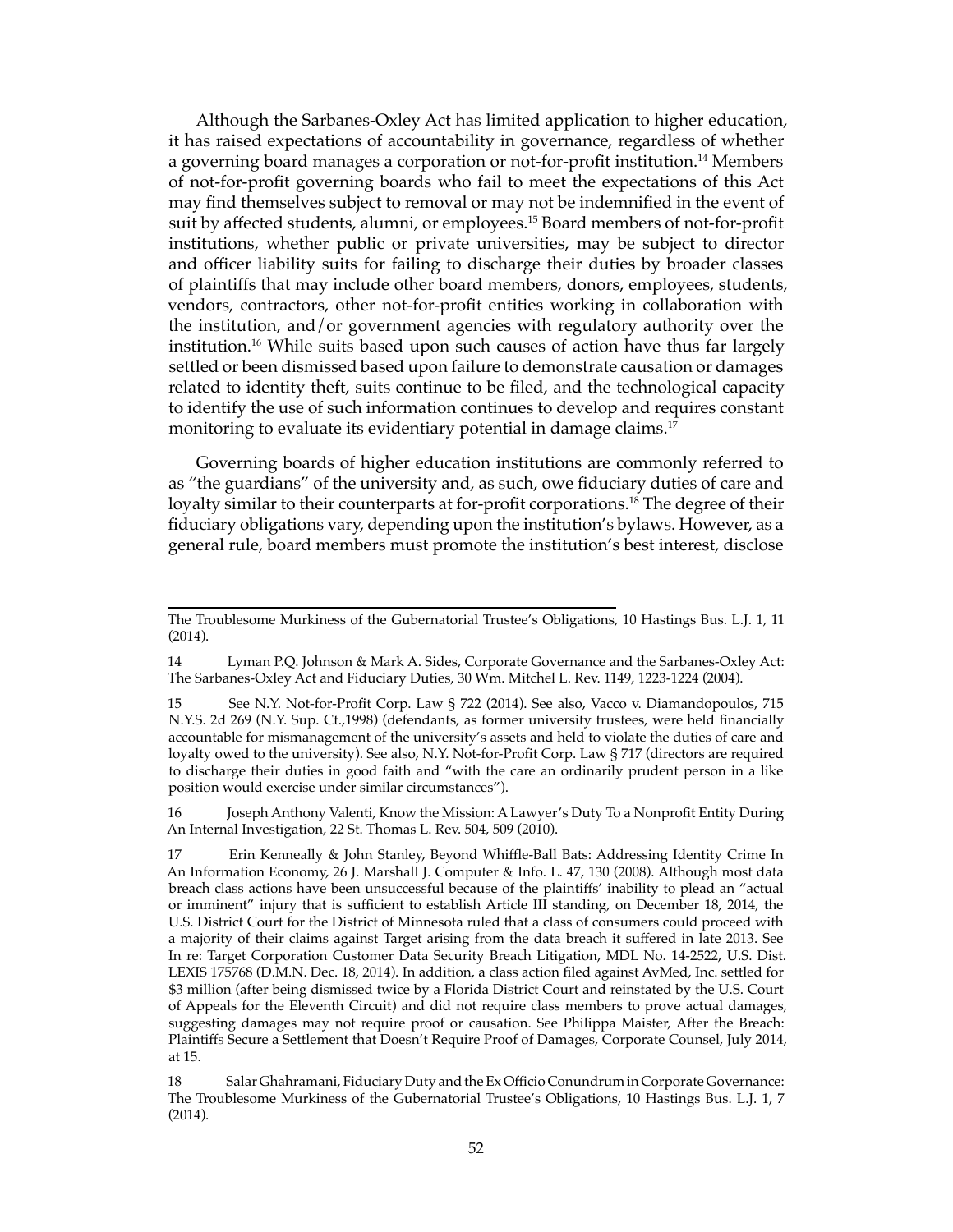Although the Sarbanes-Oxley Act has limited application to higher education, it has raised expectations of accountability in governance, regardless of whether a governing board manages a corporation or not-for-profit institution.[14] Members of not-for-profit governing boards who fail to meet the expectations of this Act may find themselves subject to removal or may not be indemnified in the event of suit by affected students, alumni, or employees.[15] Board members of not-for-profit institutions, whether public or private universities, may be subject to director and officer liability suits for failing to discharge their duties by broader classes of plaintiffs that may include other board members, donors, employees, students, vendors, contractors, other not-for-profit entities working in collaboration with the institution, and/or government agencies with regulatory authority over the institution.[16] While suits based upon such causes of action have thus far largely settled or been dismissed based upon failure to demonstrate causation or damages related to identity theft, suits continue to be filed, and the technological capacity to identify the use of such information continues to develop and requires constant monitoring to evaluate its evidentiary potential in damage claims.[17]

Governing boards of higher education institutions are commonly referred to as "the guardians" of the university and, as such, owe fiduciary duties of care and loyalty similar to their counterparts at for-profit corporations.[18] The degree of their fiduciary obligations vary, depending upon the institution's bylaws. However, as a general rule, board members must promote the institution's best interest, disclose

---

The Troublesome Murkiness of the Gubernatorial Trustee's Obligations, 10 Hastings Bus. L.J. 1, 11 (2014).

14 Lyman P.Q. Johnson & Mark A. Sides, Corporate Governance and the Sarbanes-Oxley Act: The Sarbanes-Oxley Act and Fiduciary Duties, 30 Wm. Mitchel L. Rev. 1149, 1223-1224 (2004).

15 See N.Y. Not-for-Profit Corp. Law § 722 (2014). See also, Vacco v. Diamandopoulos, 715 N.Y.S. 2d 269 (N.Y. Sup. Ct.,1998) (defendants, as former university trustees, were held financially accountable for mismanagement of the university's assets and held to violate the duties of care and loyalty owed to the university). See also, N.Y. Not-for-Profit Corp. Law § 717 (directors are required to discharge their duties in good faith and "with the care an ordinarily prudent person in a like position would exercise under similar circumstances").

16 Joseph Anthony Valenti, Know the Mission: A Lawyer's Duty To a Nonprofit Entity During An Internal Investigation, 22 St. Thomas L. Rev. 504, 509 (2010).

17 Erin Kenneally & John Stanley, Beyond Whiffle-Ball Bats: Addressing Identity Crime In An Information Economy, 26 J. Marshall J. Computer & Info. L. 47, 130 (2008). Although most data breach class actions have been unsuccessful because of the plaintiffs' inability to plead an "actual or imminent" injury that is sufficient to establish Article III standing, on December 18, 2014, the U.S. District Court for the District of Minnesota ruled that a class of consumers could proceed with a majority of their claims against Target arising from the data breach it suffered in late 2013. See In re: Target Corporation Customer Data Security Breach Litigation, MDL No. 14-2522, U.S. Dist. LEXIS 175768 (D.M.N. Dec. 18, 2014). In addition, a class action filed against AvMed, Inc. settled for \$3 million (after being dismissed twice by a Florida District Court and reinstated by the U.S. Court of Appeals for the Eleventh Circuit) and did not require class members to prove actual damages, suggesting damages may not require proof or causation. See Philippa Maister, After the Breach: Plaintiffs Secure a Settlement that Doesn't Require Proof of Damages, Corporate Counsel, July 2014, at 15.

18 Salar Ghahramani, Fiduciary Duty and the Ex Officio Conundrum in Corporate Governance: The Troublesome Murkiness of the Gubernatorial Trustee's Obligations, 10 Hastings Bus. L.J. 1, 7 (2014).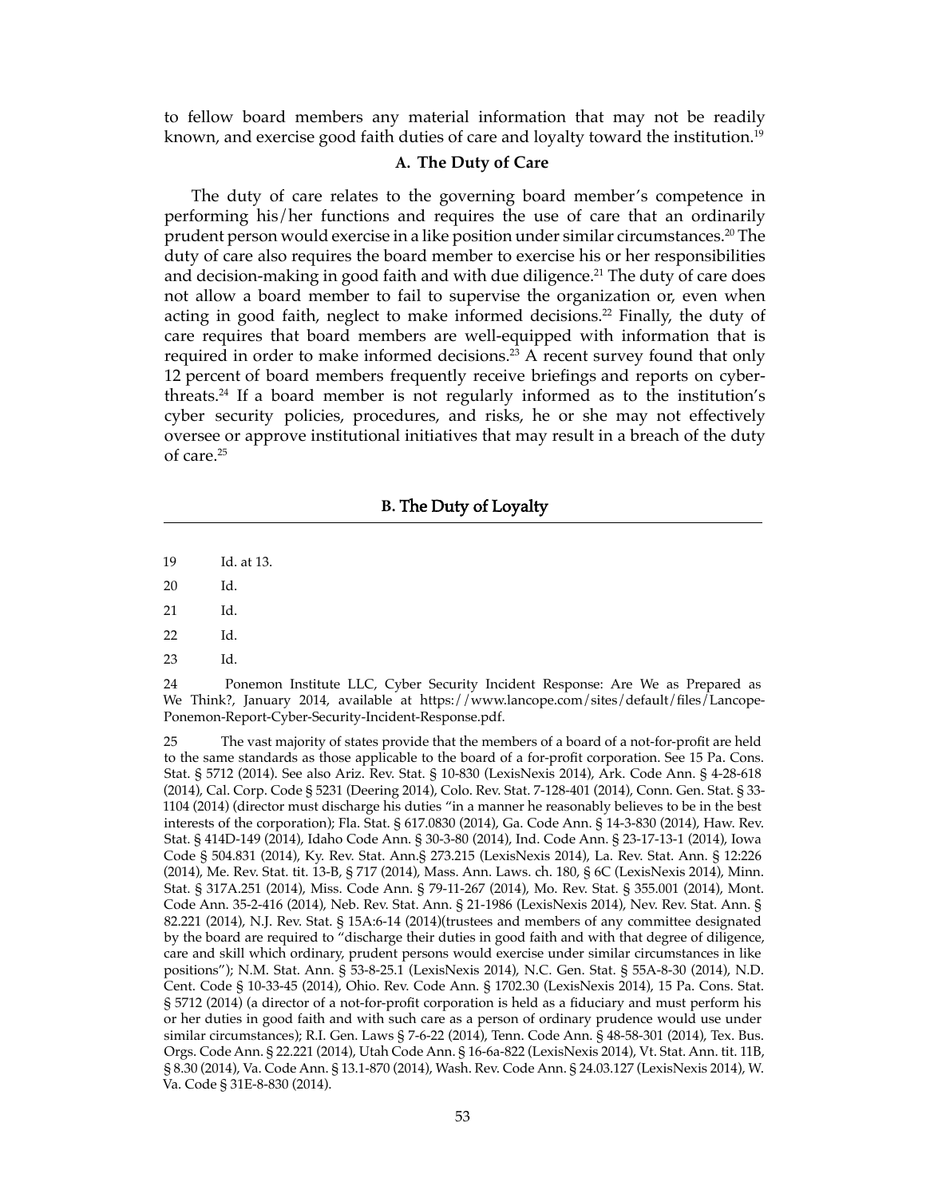to fellow board members any material information that may not be readily known, and exercise good faith duties of care and loyalty toward the institution.[19]

### A. The Duty of Care

The duty of care relates to the governing board member's competence in performing his/her functions and requires the use of care that an ordinarily prudent person would exercise in a like position under similar circumstances.[20] The duty of care also requires the board member to exercise his or her responsibilities and decision-making in good faith and with due diligence.[21] The duty of care does not allow a board member to fail to supervise the organization or, even when acting in good faith, neglect to make informed decisions.[22] Finally, the duty of care requires that board members are well-equipped with information that is required in order to make informed decisions.[23] A recent survey found that only 12 percent of board members frequently receive briefings and reports on cyber-threats.[24] If a board member is not regularly informed as to the institution's cyber security policies, procedures, and risks, he or she may not effectively oversee or approve institutional initiatives that may result in a breach of the duty of care.[25]

### B. The Duty of Loyalty

---

19 Id. at 13.

20 Id.

21 Id.

22 Id.

23 Id.

24 Ponemon Institute LLC, Cyber Security Incident Response: Are We as Prepared as We Think?, January 2014, available at https://www.lancope.com/sites/default/files/Lancope-Ponemon-Report-Cyber-Security-Incident-Response.pdf.

25 The vast majority of states provide that the members of a board of a not-for-profit are held to the same standards as those applicable to the board of a for-profit corporation. See 15 Pa. Cons. Stat. § 5712 (2014). See also Ariz. Rev. Stat. § 10-830 (LexisNexis 2014), Ark. Code Ann. § 4-28-618 (2014), Cal. Corp. Code § 5231 (Deering 2014), Colo. Rev. Stat. 7-128-401 (2014), Conn. Gen. Stat. § 33-1104 (2014) (director must discharge his duties "in a manner he reasonably believes to be in the best interests of the corporation); Fla. Stat. § 617.0830 (2014), Ga. Code Ann. § 14-3-830 (2014), Haw. Rev. Stat. § 414D-149 (2014), Idaho Code Ann. § 30-3-80 (2014), Ind. Code Ann. § 23-17-13-1 (2014), Iowa Code § 504.831 (2014), Ky. Rev. Stat. Ann.§ 273.215 (LexisNexis 2014), La. Rev. Stat. Ann. § 12:226 (2014), Me. Rev. Stat. tit. 13-B, § 717 (2014), Mass. Ann. Laws. ch. 180, § 6C (LexisNexis 2014), Minn. Stat. § 317A.251 (2014), Miss. Code Ann. § 79-11-267 (2014), Mo. Rev. Stat. § 355.001 (2014), Mont. Code Ann. 35-2-416 (2014), Neb. Rev. Stat. Ann. § 21-1986 (LexisNexis 2014), Nev. Rev. Stat. Ann. § 82.221 (2014), N.J. Rev. Stat. § 15A:6-14 (2014)(trustees and members of any committee designated by the board are required to "discharge their duties in good faith and with that degree of diligence, care and skill which ordinary, prudent persons would exercise under similar circumstances in like positions"); N.M. Stat. Ann. § 53-8-25.1 (LexisNexis 2014), N.C. Gen. Stat. § 55A-8-30 (2014), N.D. Cent. Code § 10-33-45 (2014), Ohio. Rev. Code Ann. § 1702.30 (LexisNexis 2014), 15 Pa. Cons. Stat. § 5712 (2014) (a director of a not-for-profit corporation is held as a fiduciary and must perform his or her duties in good faith and with such care as a person of ordinary prudence would use under similar circumstances); R.I. Gen. Laws § 7-6-22 (2014), Tenn. Code Ann. § 48-58-301 (2014), Tex. Bus. Orgs. Code Ann. § 22.221 (2014), Utah Code Ann. § 16-6a-822 (LexisNexis 2014), Vt. Stat. Ann. tit. 11B, § 8.30 (2014), Va. Code Ann. § 13.1-870 (2014), Wash. Rev. Code Ann. § 24.03.127 (LexisNexis 2014), W. Va. Code § 31E-8-830 (2014).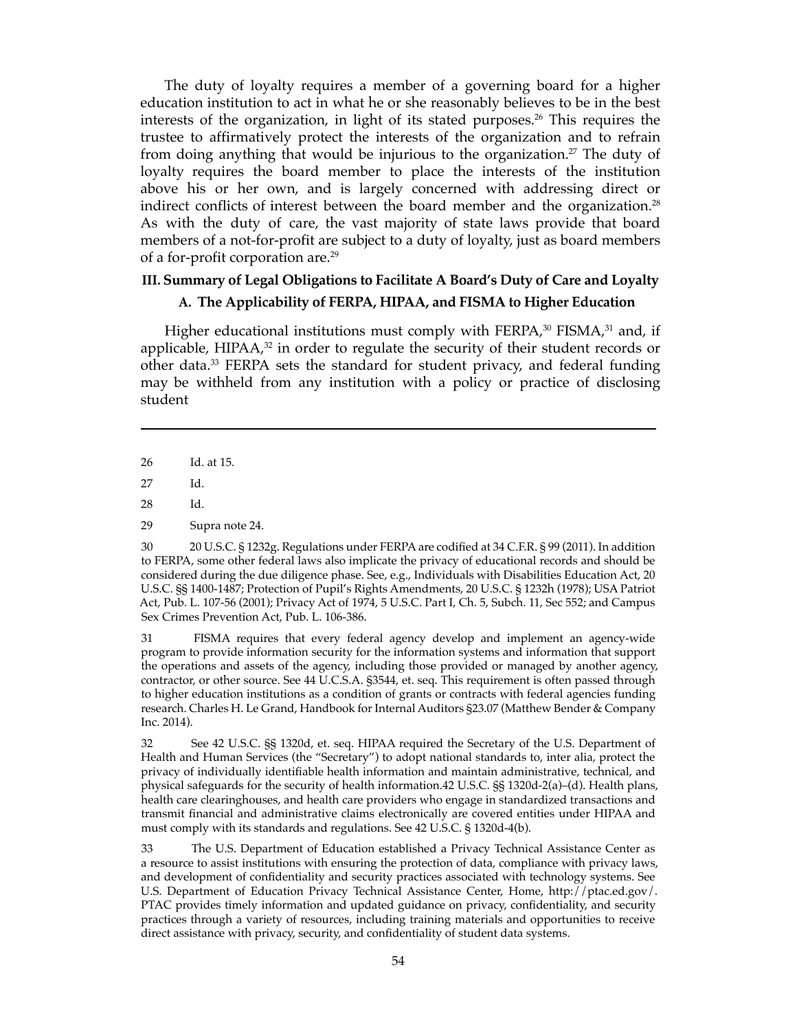The duty of loyalty requires a member of a governing board for a higher education institution to act in what he or she reasonably believes to be in the best interests of the organization, in light of its stated purposes.[26] This requires the trustee to affirmatively protect the interests of the organization and to refrain from doing anything that would be injurious to the organization.[27] The duty of loyalty requires the board member to place the interests of the institution above his or her own, and is largely concerned with addressing direct or indirect conflicts of interest between the board member and the organization.[28] As with the duty of care, the vast majority of state laws provide that board members of a not-for-profit are subject to a duty of loyalty, just as board members of a for-profit corporation are.[29]

## III. Summary of Legal Obligations to Facilitate A Board's Duty of Care and Loyalty

### A. The Applicability of FERPA, HIPAA, and FISMA to Higher Education

Higher educational institutions must comply with FERPA,[30] FISMA,[31] and, if applicable, HIPAA,[32] in order to regulate the security of their student records or other data.[33] FERPA sets the standard for student privacy, and federal funding may be withheld from any institution with a policy or practice of disclosing student

---

26 Id. at 15.

27 Id.

28 Id.

29 Supra note 24.

30 20 U.S.C. § 1232g. Regulations under FERPA are codified at 34 C.F.R. § 99 (2011). In addition to FERPA, some other federal laws also implicate the privacy of educational records and should be considered during the due diligence phase. See, e.g., Individuals with Disabilities Education Act, 20 U.S.C. §§ 1400-1487; Protection of Pupil's Rights Amendments, 20 U.S.C. § 1232h (1978); USA Patriot Act, Pub. L. 107-56 (2001); Privacy Act of 1974, 5 U.S.C. Part I, Ch. 5, Subch. 11, Sec 552; and Campus Sex Crimes Prevention Act, Pub. L. 106-386.

31 FISMA requires that every federal agency develop and implement an agency-wide program to provide information security for the information systems and information that support the operations and assets of the agency, including those provided or managed by another agency, contractor, or other source. See 44 U.C.S.A. §3544, et. seq. This requirement is often passed through to higher education institutions as a condition of grants or contracts with federal agencies funding research. Charles H. Le Grand, Handbook for Internal Auditors §23.07 (Matthew Bender & Company Inc. 2014).

32 See 42 U.S.C. §§ 1320d, et. seq. HIPAA required the Secretary of the U.S. Department of Health and Human Services (the "Secretary") to adopt national standards to, inter alia, protect the privacy of individually identifiable health information and maintain administrative, technical, and physical safeguards for the security of health information.42 U.S.C. §§ 1320d-2(a)–(d). Health plans, health care clearinghouses, and health care providers who engage in standardized transactions and transmit financial and administrative claims electronically are covered entities under HIPAA and must comply with its standards and regulations. See 42 U.S.C. § 1320d-4(b).

33 The U.S. Department of Education established a Privacy Technical Assistance Center as a resource to assist institutions with ensuring the protection of data, compliance with privacy laws, and development of confidentiality and security practices associated with technology systems. See U.S. Department of Education Privacy Technical Assistance Center, Home, http://ptac.ed.gov/. PTAC provides timely information and updated guidance on privacy, confidentiality, and security practices through a variety of resources, including training materials and opportunities to receive direct assistance with privacy, security, and confidentiality of student data systems.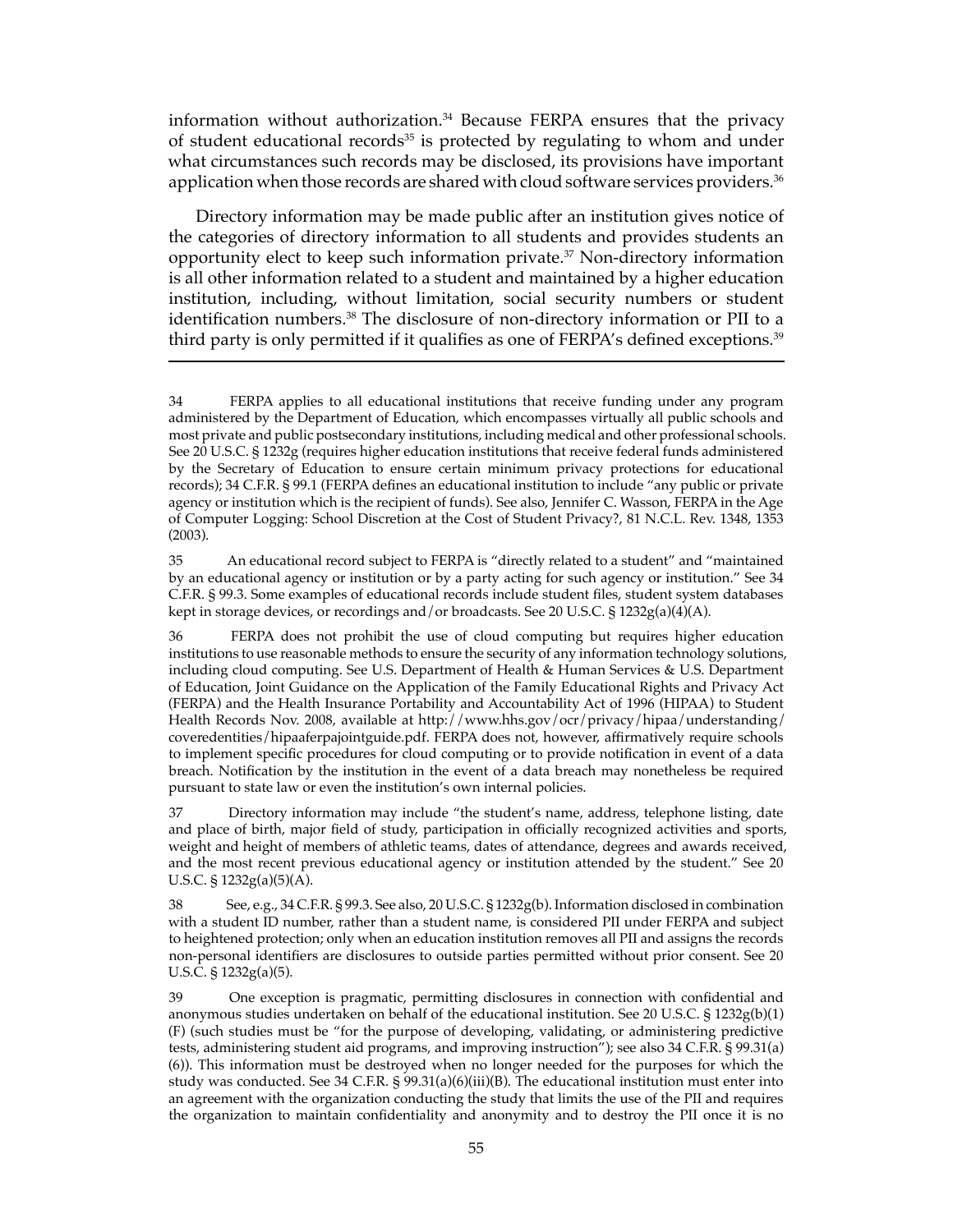information without authorization.[34] Because FERPA ensures that the privacy of student educational records[35] is protected by regulating to whom and under what circumstances such records may be disclosed, its provisions have important application when those records are shared with cloud software services providers.[36]

Directory information may be made public after an institution gives notice of the categories of directory information to all students and provides students an opportunity elect to keep such information private.[37] Non-directory information is all other information related to a student and maintained by a higher education institution, including, without limitation, social security numbers or student identification numbers.[38] The disclosure of non-directory information or PII to a third party is only permitted if it qualifies as one of FERPA's defined exceptions.[39]

---

34 FERPA applies to all educational institutions that receive funding under any program administered by the Department of Education, which encompasses virtually all public schools and most private and public postsecondary institutions, including medical and other professional schools. See 20 U.S.C. § 1232g (requires higher education institutions that receive federal funds administered by the Secretary of Education to ensure certain minimum privacy protections for educational records); 34 C.F.R. § 99.1 (FERPA defines an educational institution to include "any public or private agency or institution which is the recipient of funds). See also, Jennifer C. Wasson, FERPA in the Age of Computer Logging: School Discretion at the Cost of Student Privacy?, 81 N.C.L. Rev. 1348, 1353 (2003).

35 An educational record subject to FERPA is "directly related to a student" and "maintained by an educational agency or institution or by a party acting for such agency or institution." See 34 C.F.R. § 99.3. Some examples of educational records include student files, student system databases kept in storage devices, or recordings and/or broadcasts. See 20 U.S.C. § 1232g(a)(4)(A).

36 FERPA does not prohibit the use of cloud computing but requires higher education institutions to use reasonable methods to ensure the security of any information technology solutions, including cloud computing. See U.S. Department of Health & Human Services & U.S. Department of Education, Joint Guidance on the Application of the Family Educational Rights and Privacy Act (FERPA) and the Health Insurance Portability and Accountability Act of 1996 (HIPAA) to Student Health Records Nov. 2008, available at http://www.hhs.gov/ocr/privacy/hipaa/understanding/coveredentities/hipaaferpajointguide.pdf. FERPA does not, however, affirmatively require schools to implement specific procedures for cloud computing or to provide notification in event of a data breach. Notification by the institution in the event of a data breach may nonetheless be required pursuant to state law or even the institution's own internal policies.

37 Directory information may include "the student's name, address, telephone listing, date and place of birth, major field of study, participation in officially recognized activities and sports, weight and height of members of athletic teams, dates of attendance, degrees and awards received, and the most recent previous educational agency or institution attended by the student." See 20 U.S.C. § 1232g(a)(5)(A).

38 See, e.g., 34 C.F.R. § 99.3. See also, 20 U.S.C. § 1232g(b). Information disclosed in combination with a student ID number, rather than a student name, is considered PII under FERPA and subject to heightened protection; only when an education institution removes all PII and assigns the records non-personal identifiers are disclosures to outside parties permitted without prior consent. See 20 U.S.C. § 1232g(a)(5).

39 One exception is pragmatic, permitting disclosures in connection with confidential and anonymous studies undertaken on behalf of the educational institution. See 20 U.S.C. § 1232g(b)(1)(F) (such studies must be "for the purpose of developing, validating, or administering predictive tests, administering student aid programs, and improving instruction"); see also 34 C.F.R. § 99.31(a)(6)). This information must be destroyed when no longer needed for the purposes for which the study was conducted. See 34 C.F.R. § 99.31(a)(6)(iii)(B). The educational institution must enter into an agreement with the organization conducting the study that limits the use of the PII and requires the organization to maintain confidentiality and anonymity and to destroy the PII once it is no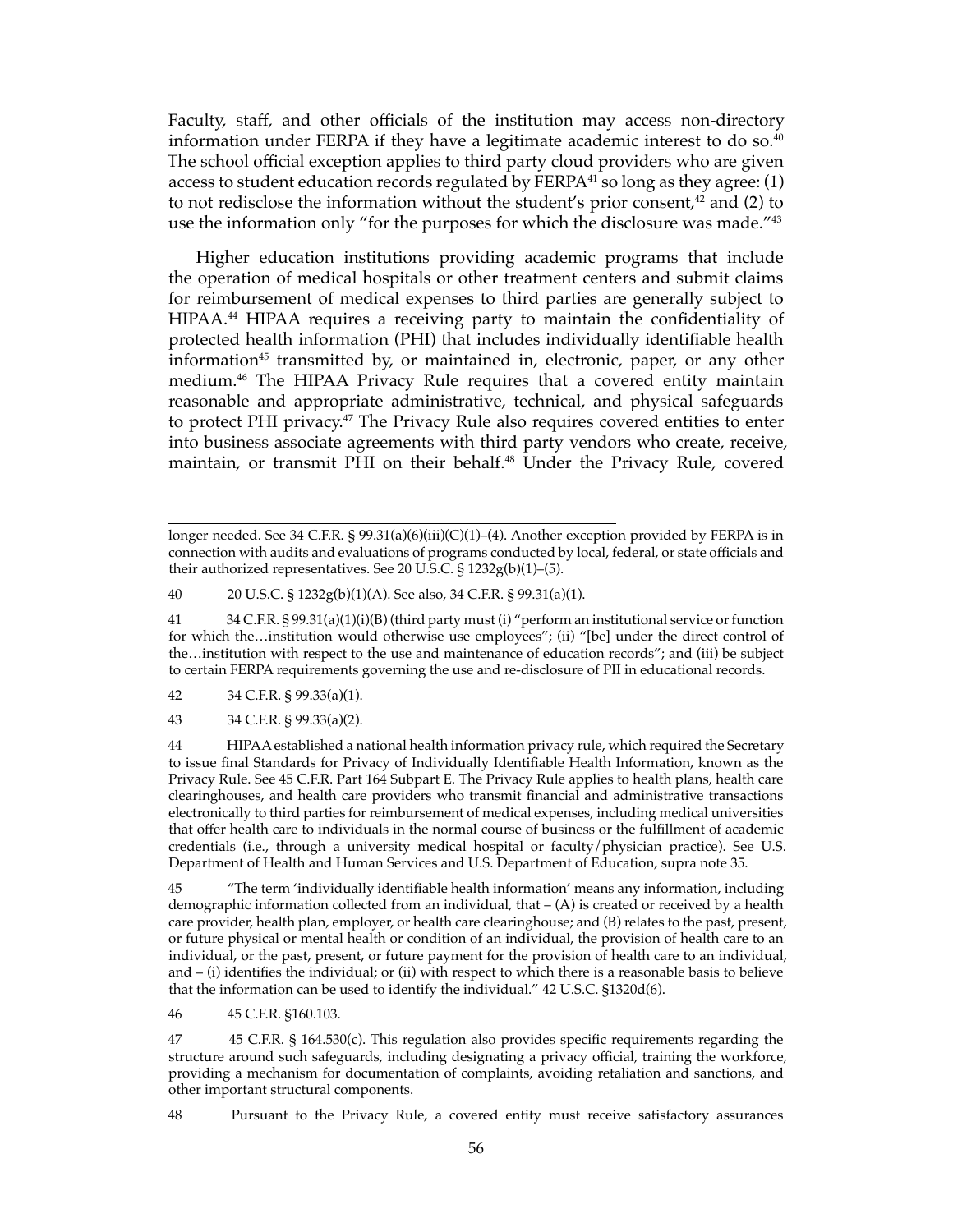Faculty, staff, and other officials of the institution may access non-directory information under FERPA if they have a legitimate academic interest to do so.[40] The school official exception applies to third party cloud providers who are given access to student education records regulated by FERPA[41] so long as they agree: (1) to not redisclose the information without the student's prior consent,[42] and (2) to use the information only "for the purposes for which the disclosure was made."[43]

Higher education institutions providing academic programs that include the operation of medical hospitals or other treatment centers and submit claims for reimbursement of medical expenses to third parties are generally subject to HIPAA.[44] HIPAA requires a receiving party to maintain the confidentiality of protected health information (PHI) that includes individually identifiable health information[45] transmitted by, or maintained in, electronic, paper, or any other medium.[46] The HIPAA Privacy Rule requires that a covered entity maintain reasonable and appropriate administrative, technical, and physical safeguards to protect PHI privacy.[47] The Privacy Rule also requires covered entities to enter into business associate agreements with third party vendors who create, receive, maintain, or transmit PHI on their behalf.[48] Under the Privacy Rule, covered

---

longer needed. See 34 C.F.R. § 99.31(a)(6)(iii)(C)(1)–(4). Another exception provided by FERPA is in connection with audits and evaluations of programs conducted by local, federal, or state officials and their authorized representatives. See 20 U.S.C. § 1232g(b)(1)–(5).

40 20 U.S.C. § 1232g(b)(1)(A). See also, 34 C.F.R. § 99.31(a)(1).

41 34 C.F.R. § 99.31(a)(1)(i)(B) (third party must (i) "perform an institutional service or function for which the…institution would otherwise use employees"; (ii) "[be] under the direct control of the…institution with respect to the use and maintenance of education records"; and (iii) be subject to certain FERPA requirements governing the use and re-disclosure of PII in educational records.

42 34 C.F.R. § 99.33(a)(1).

43 34 C.F.R. § 99.33(a)(2).

44 HIPAA established a national health information privacy rule, which required the Secretary to issue final Standards for Privacy of Individually Identifiable Health Information, known as the Privacy Rule. See 45 C.F.R. Part 164 Subpart E. The Privacy Rule applies to health plans, health care clearinghouses, and health care providers who transmit financial and administrative transactions electronically to third parties for reimbursement of medical expenses, including medical universities that offer health care to individuals in the normal course of business or the fulfillment of academic credentials (i.e., through a university medical hospital or faculty/physician practice). See U.S. Department of Health and Human Services and U.S. Department of Education, supra note 35.

45 "The term 'individually identifiable health information' means any information, including demographic information collected from an individual, that – (A) is created or received by a health care provider, health plan, employer, or health care clearinghouse; and (B) relates to the past, present, or future physical or mental health or condition of an individual, the provision of health care to an individual, or the past, present, or future payment for the provision of health care to an individual, and – (i) identifies the individual; or (ii) with respect to which there is a reasonable basis to believe that the information can be used to identify the individual." 42 U.S.C. §1320d(6).

46 45 C.F.R. §160.103.

47 45 C.F.R. § 164.530(c). This regulation also provides specific requirements regarding the structure around such safeguards, including designating a privacy official, training the workforce, providing a mechanism for documentation of complaints, avoiding retaliation and sanctions, and other important structural components.

48 Pursuant to the Privacy Rule, a covered entity must receive satisfactory assurances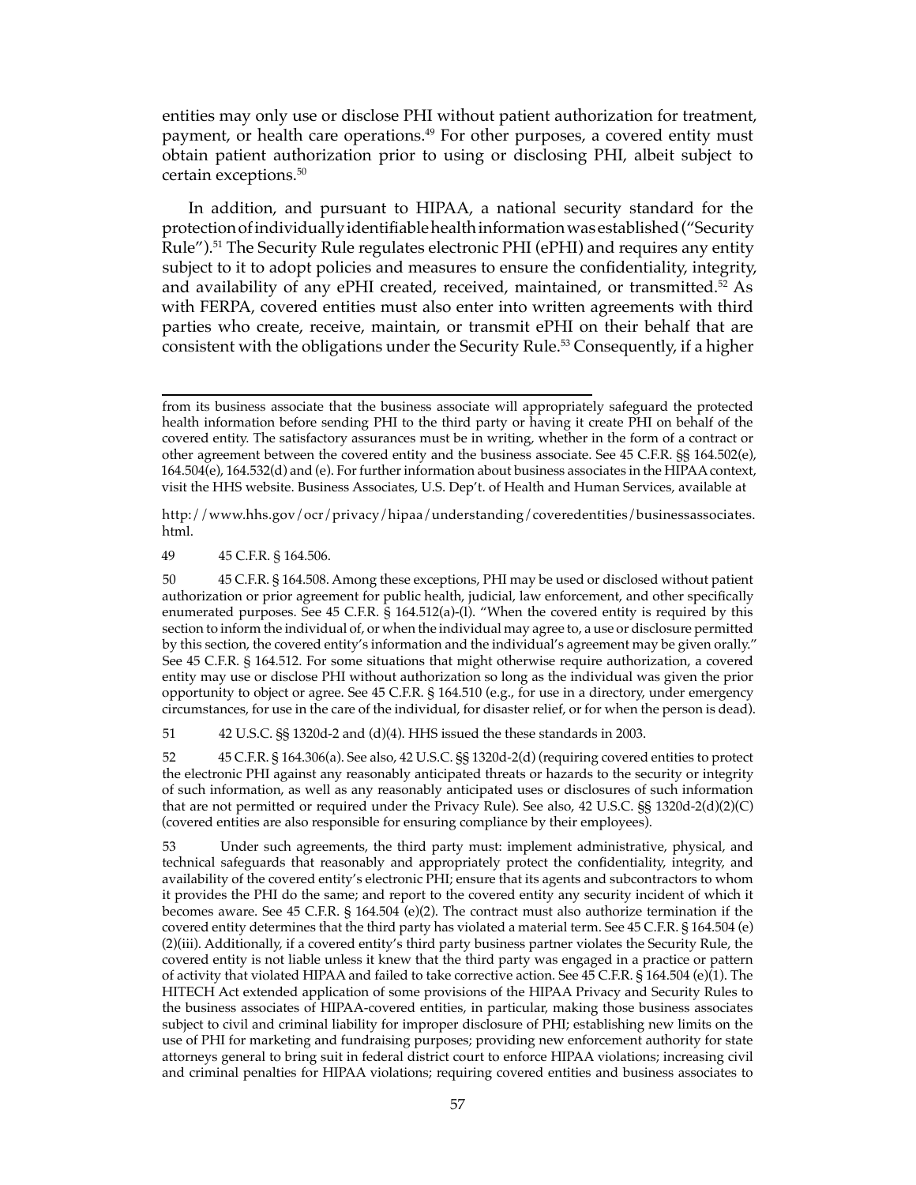entities may only use or disclose PHI without patient authorization for treatment, payment, or health care operations.[49] For other purposes, a covered entity must obtain patient authorization prior to using or disclosing PHI, albeit subject to certain exceptions.[50]

In addition, and pursuant to HIPAA, a national security standard for the protection of individually identifiable health information was established ("Security Rule").[51] The Security Rule regulates electronic PHI (ePHI) and requires any entity subject to it to adopt policies and measures to ensure the confidentiality, integrity, and availability of any ePHI created, received, maintained, or transmitted.[52] As with FERPA, covered entities must also enter into written agreements with third parties who create, receive, maintain, or transmit ePHI on their behalf that are consistent with the obligations under the Security Rule.[53] Consequently, if a higher

---

from its business associate that the business associate will appropriately safeguard the protected health information before sending PHI to the third party or having it create PHI on behalf of the covered entity. The satisfactory assurances must be in writing, whether in the form of a contract or other agreement between the covered entity and the business associate. See 45 C.F.R. §§ 164.502(e), 164.504(e), 164.532(d) and (e). For further information about business associates in the HIPAA context, visit the HHS website. Business Associates, U.S. Dep't. of Health and Human Services, available at

http://www.hhs.gov/ocr/privacy/hipaa/understanding/coveredentities/businessassociates.html.

49 45 C.F.R. § 164.506.

50 45 C.F.R. § 164.508. Among these exceptions, PHI may be used or disclosed without patient authorization or prior agreement for public health, judicial, law enforcement, and other specifically enumerated purposes. See 45 C.F.R. § 164.512(a)-(l). "When the covered entity is required by this section to inform the individual of, or when the individual may agree to, a use or disclosure permitted by this section, the covered entity's information and the individual's agreement may be given orally." See 45 C.F.R. § 164.512. For some situations that might otherwise require authorization, a covered entity may use or disclose PHI without authorization so long as the individual was given the prior opportunity to object or agree. See 45 C.F.R. § 164.510 (e.g., for use in a directory, under emergency circumstances, for use in the care of the individual, for disaster relief, or for when the person is dead).

51 42 U.S.C. §§ 1320d-2 and (d)(4). HHS issued the these standards in 2003.

52 45 C.F.R. § 164.306(a). See also, 42 U.S.C. §§ 1320d-2(d) (requiring covered entities to protect the electronic PHI against any reasonably anticipated threats or hazards to the security or integrity of such information, as well as any reasonably anticipated uses or disclosures of such information that are not permitted or required under the Privacy Rule). See also, 42 U.S.C. §§ 1320d-2(d)(2)(C) (covered entities are also responsible for ensuring compliance by their employees).

53 Under such agreements, the third party must: implement administrative, physical, and technical safeguards that reasonably and appropriately protect the confidentiality, integrity, and availability of the covered entity's electronic PHI; ensure that its agents and subcontractors to whom it provides the PHI do the same; and report to the covered entity any security incident of which it becomes aware. See 45 C.F.R. § 164.504 (e)(2). The contract must also authorize termination if the covered entity determines that the third party has violated a material term. See 45 C.F.R. § 164.504 (e)(2)(iii). Additionally, if a covered entity's third party business partner violates the Security Rule, the covered entity is not liable unless it knew that the third party was engaged in a practice or pattern of activity that violated HIPAA and failed to take corrective action. See 45 C.F.R. § 164.504 (e)(1). The HITECH Act extended application of some provisions of the HIPAA Privacy and Security Rules to the business associates of HIPAA-covered entities, in particular, making those business associates subject to civil and criminal liability for improper disclosure of PHI; establishing new limits on the use of PHI for marketing and fundraising purposes; providing new enforcement authority for state attorneys general to bring suit in federal district court to enforce HIPAA violations; increasing civil and criminal penalties for HIPAA violations; requiring covered entities and business associates to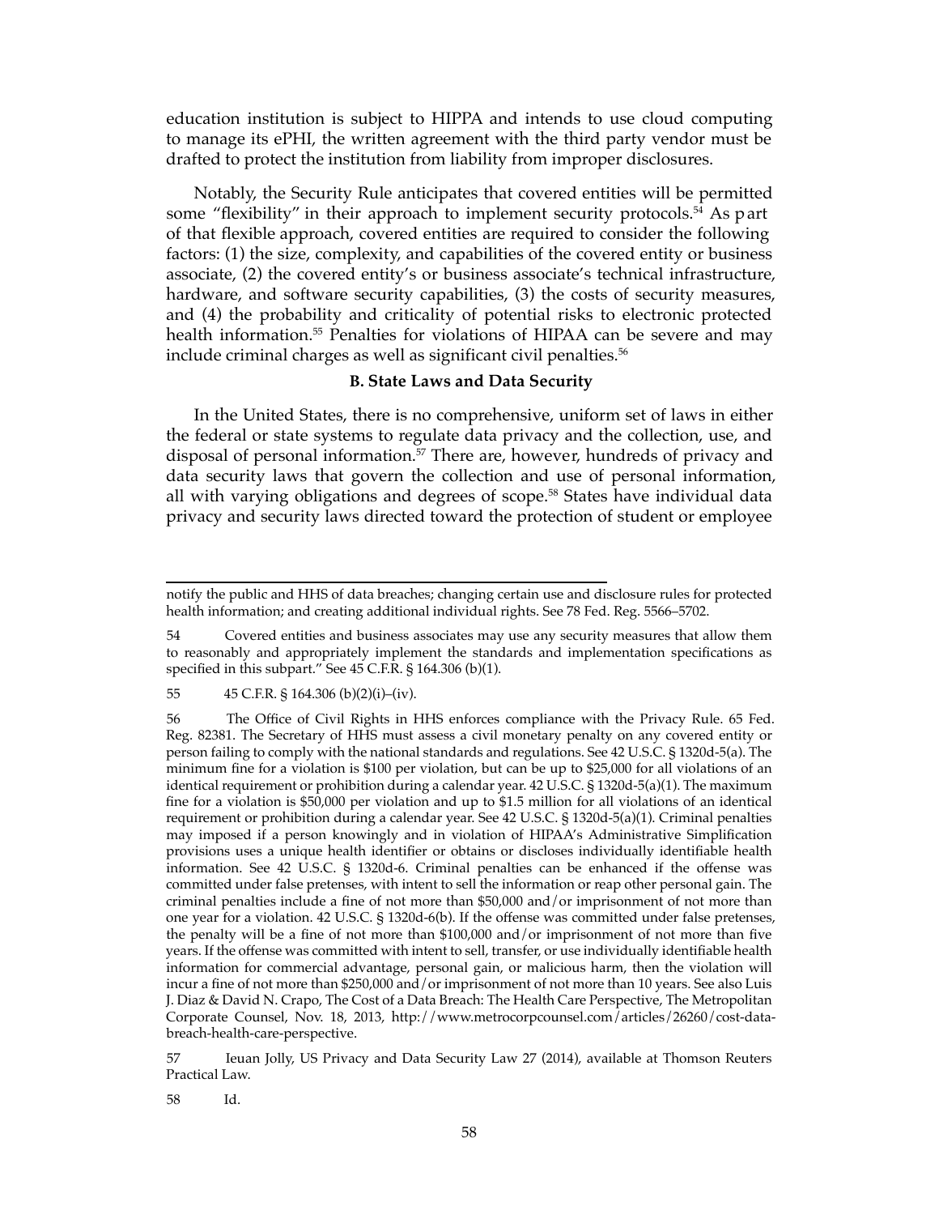education institution is subject to HIPPA and intends to use cloud computing to manage its ePHI, the written agreement with the third party vendor must be drafted to protect the institution from liability from improper disclosures.

Notably, the Security Rule anticipates that covered entities will be permitted some "flexibility" in their approach to implement security protocols.[54] As part of that flexible approach, covered entities are required to consider the following factors: (1) the size, complexity, and capabilities of the covered entity or business associate, (2) the covered entity's or business associate's technical infrastructure, hardware, and software security capabilities, (3) the costs of security measures, and (4) the probability and criticality of potential risks to electronic protected health information.[55] Penalties for violations of HIPAA can be severe and may include criminal charges as well as significant civil penalties.[56]

### B. State Laws and Data Security

In the United States, there is no comprehensive, uniform set of laws in either the federal or state systems to regulate data privacy and the collection, use, and disposal of personal information.[57] There are, however, hundreds of privacy and data security laws that govern the collection and use of personal information, all with varying obligations and degrees of scope.[58] States have individual data privacy and security laws directed toward the protection of student or employee

---

notify the public and HHS of data breaches; changing certain use and disclosure rules for protected health information; and creating additional individual rights. See 78 Fed. Reg. 5566–5702.

54 Covered entities and business associates may use any security measures that allow them to reasonably and appropriately implement the standards and implementation specifications as specified in this subpart." See 45 C.F.R. § 164.306 (b)(1).

55 45 C.F.R. § 164.306 (b)(2)(i)–(iv).

56 The Office of Civil Rights in HHS enforces compliance with the Privacy Rule. 65 Fed. Reg. 82381. The Secretary of HHS must assess a civil monetary penalty on any covered entity or person failing to comply with the national standards and regulations. See 42 U.S.C. § 1320d-5(a). The minimum fine for a violation is $100 per violation, but can be up to $25,000 for all violations of an identical requirement or prohibition during a calendar year. 42 U.S.C. § 1320d-5(a)(1). The maximum fine for a violation is $50,000 per violation and up to $1.5 million for all violations of an identical requirement or prohibition during a calendar year. See 42 U.S.C. § 1320d-5(a)(1). Criminal penalties may imposed if a person knowingly and in violation of HIPAA's Administrative Simplification provisions uses a unique health identifier or obtains or discloses individually identifiable health information. See 42 U.S.C. § 1320d-6. Criminal penalties can be enhanced if the offense was committed under false pretenses, with intent to sell the information or reap other personal gain. The criminal penalties include a fine of not more than $50,000 and/or imprisonment of not more than one year for a violation. 42 U.S.C. § 1320d-6(b). If the offense was committed under false pretenses, the penalty will be a fine of not more than $100,000 and/or imprisonment of not more than five years. If the offense was committed with intent to sell, transfer, or use individually identifiable health information for commercial advantage, personal gain, or malicious harm, then the violation will incur a fine of not more than $250,000 and/or imprisonment of not more than 10 years. See also Luis J. Diaz & David N. Crapo, The Cost of a Data Breach: The Health Care Perspective, The Metropolitan Corporate Counsel, Nov. 18, 2013, http://www.metrocorpcounsel.com/articles/26260/cost-data-breach-health-care-perspective.

57 Ieuan Jolly, US Privacy and Data Security Law 27 (2014), available at Thomson Reuters Practical Law.

58 Id.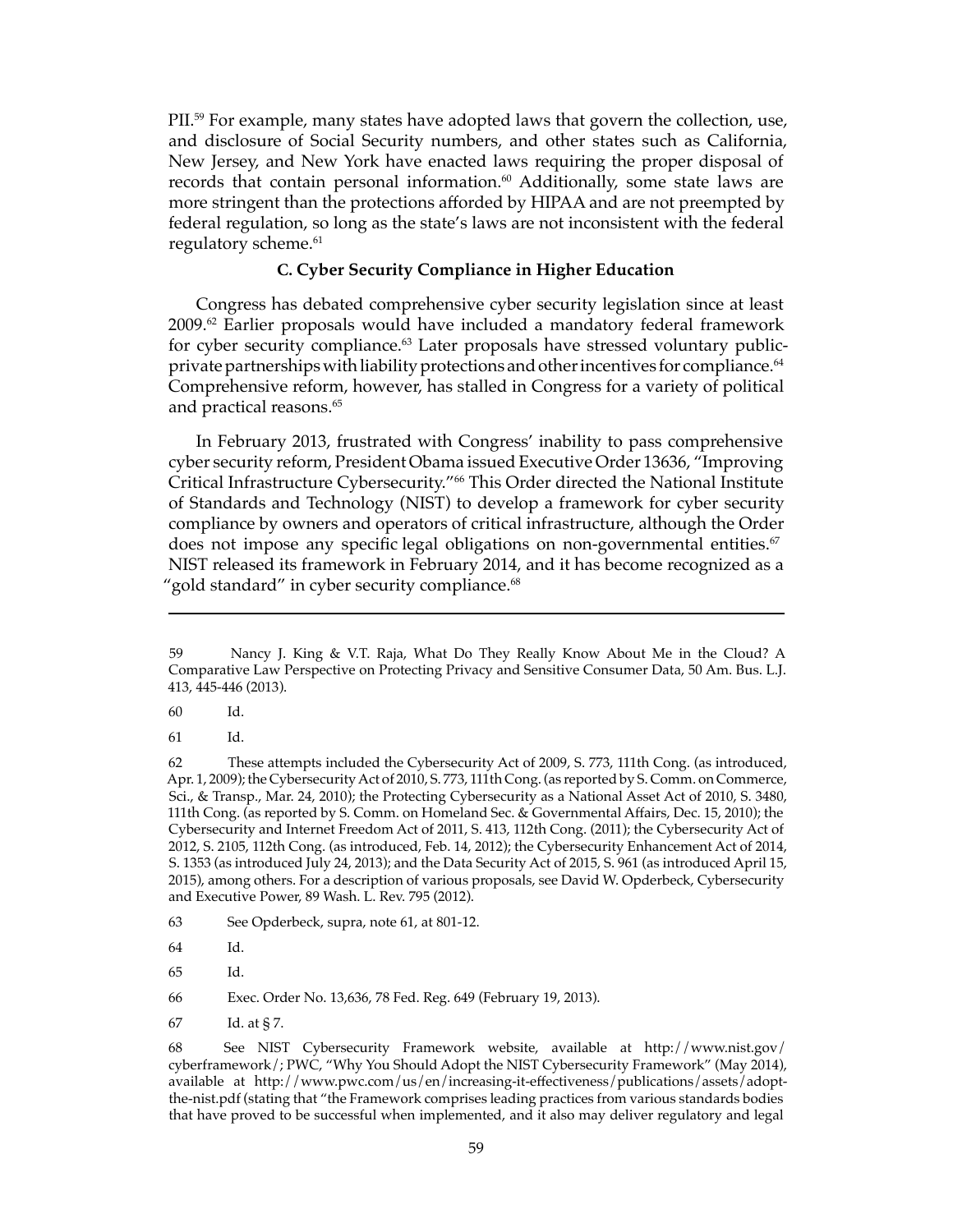PII.[59] For example, many states have adopted laws that govern the collection, use, and disclosure of Social Security numbers, and other states such as California, New Jersey, and New York have enacted laws requiring the proper disposal of records that contain personal information.[60] Additionally, some state laws are more stringent than the protections afforded by HIPAA and are not preempted by federal regulation, so long as the state's laws are not inconsistent with the federal regulatory scheme.[61]

### C. Cyber Security Compliance in Higher Education

Congress has debated comprehensive cyber security legislation since at least 2009.[62] Earlier proposals would have included a mandatory federal framework for cyber security compliance.[63] Later proposals have stressed voluntary public-private partnerships with liability protections and other incentives for compliance.[64] Comprehensive reform, however, has stalled in Congress for a variety of political and practical reasons.[65]

In February 2013, frustrated with Congress' inability to pass comprehensive cyber security reform, President Obama issued Executive Order 13636, "Improving Critical Infrastructure Cybersecurity."[66] This Order directed the National Institute of Standards and Technology (NIST) to develop a framework for cyber security compliance by owners and operators of critical infrastructure, although the Order does not impose any specific legal obligations on non-governmental entities.[67] NIST released its framework in February 2014, and it has become recognized as a "gold standard" in cyber security compliance.[68]

---

59 Nancy J. King & V.T. Raja, What Do They Really Know About Me in the Cloud? A Comparative Law Perspective on Protecting Privacy and Sensitive Consumer Data, 50 Am. Bus. L.J. 413, 445-446 (2013).

60 Id.

61 Id.

62 These attempts included the Cybersecurity Act of 2009, S. 773, 111th Cong. (as introduced, Apr. 1, 2009); the Cybersecurity Act of 2010, S. 773, 111th Cong. (as reported by S. Comm. on Commerce, Sci., & Transp., Mar. 24, 2010); the Protecting Cybersecurity as a National Asset Act of 2010, S. 3480, 111th Cong. (as reported by S. Comm. on Homeland Sec. & Governmental Affairs, Dec. 15, 2010); the Cybersecurity and Internet Freedom Act of 2011, S. 413, 112th Cong. (2011); the Cybersecurity Act of 2012, S. 2105, 112th Cong. (as introduced, Feb. 14, 2012); the Cybersecurity Enhancement Act of 2014, S. 1353 (as introduced July 24, 2013); and the Data Security Act of 2015, S. 961 (as introduced April 15, 2015), among others. For a description of various proposals, see David W. Opderbeck, Cybersecurity and Executive Power, 89 Wash. L. Rev. 795 (2012).

63 See Opderbeck, supra, note 61, at 801-12.

64 Id.

65 Id.

66 Exec. Order No. 13,636, 78 Fed. Reg. 649 (February 19, 2013).

67 Id. at § 7.

68 See NIST Cybersecurity Framework website, available at http://www.nist.gov/cyberframework/; PWC, "Why You Should Adopt the NIST Cybersecurity Framework" (May 2014), available at http://www.pwc.com/us/en/increasing-it-effectiveness/publications/assets/adopt-the-nist.pdf (stating that "the Framework comprises leading practices from various standards bodies that have proved to be successful when implemented, and it also may deliver regulatory and legal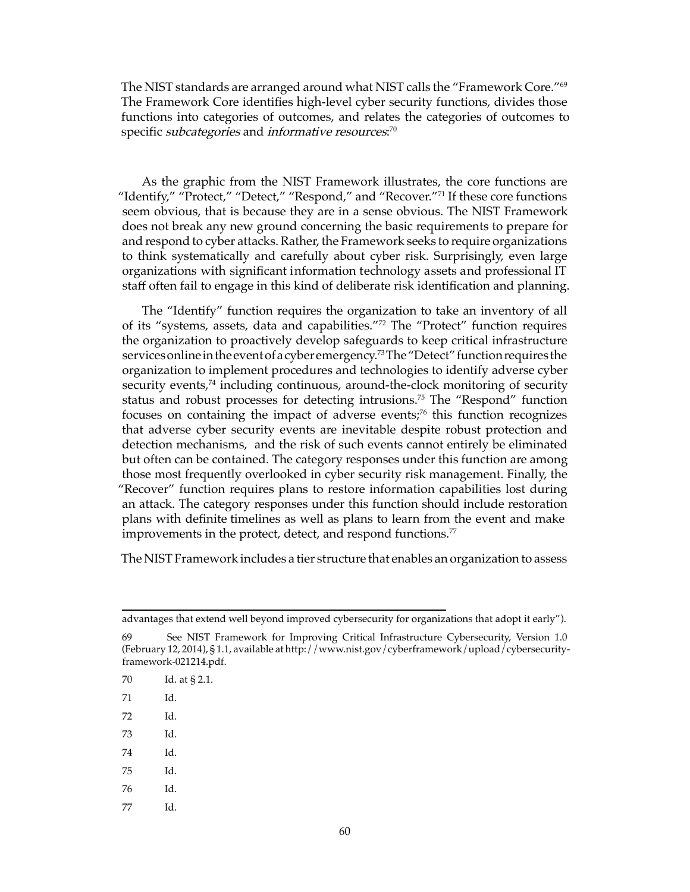The NIST standards are arranged around what NIST calls the "Framework Core."[69] The Framework Core identifies high-level cyber security functions, divides those functions into categories of outcomes, and relates the categories of outcomes to specific *subcategories* and *informative resources*:[70]

As the graphic from the NIST Framework illustrates, the core functions are "Identify," "Protect," "Detect," "Respond," and "Recover."[71] If these core functions seem obvious, that is because they are in a sense obvious. The NIST Framework does not break any new ground concerning the basic requirements to prepare for and respond to cyber attacks. Rather, the Framework seeks to require organizations to think systematically and carefully about cyber risk. Surprisingly, even large organizations with significant information technology assets and professional IT staff often fail to engage in this kind of deliberate risk identification and planning.

The "Identify" function requires the organization to take an inventory of all of its "systems, assets, data and capabilities."[72] The "Protect" function requires the organization to proactively develop safeguards to keep critical infrastructure services online in the event of a cyber emergency.[73] The "Detect" function requires the organization to implement procedures and technologies to identify adverse cyber security events,[74] including continuous, around-the-clock monitoring of security status and robust processes for detecting intrusions.[75] The "Respond" function focuses on containing the impact of adverse events;[76] this function recognizes that adverse cyber security events are inevitable despite robust protection and detection mechanisms, and the risk of such events cannot entirely be eliminated but often can be contained. The category responses under this function are among those most frequently overlooked in cyber security risk management. Finally, the "Recover" function requires plans to restore information capabilities lost during an attack. The category responses under this function should include restoration plans with definite timelines as well as plans to learn from the event and make improvements in the protect, detect, and respond functions.[77]

The NIST Framework includes a tier structure that enables an organization to assess

---

advantages that extend well beyond improved cybersecurity for organizations that adopt it early").

69 See NIST Framework for Improving Critical Infrastructure Cybersecurity, Version 1.0 (February 12, 2014), § 1.1, available at http://www.nist.gov/cyberframework/upload/cybersecurity-framework-021214.pdf.

70 Id. at § 2.1.

71 Id.

72 Id.

73 Id.

74 Id.

75 Id.

76 Id.

77 Id.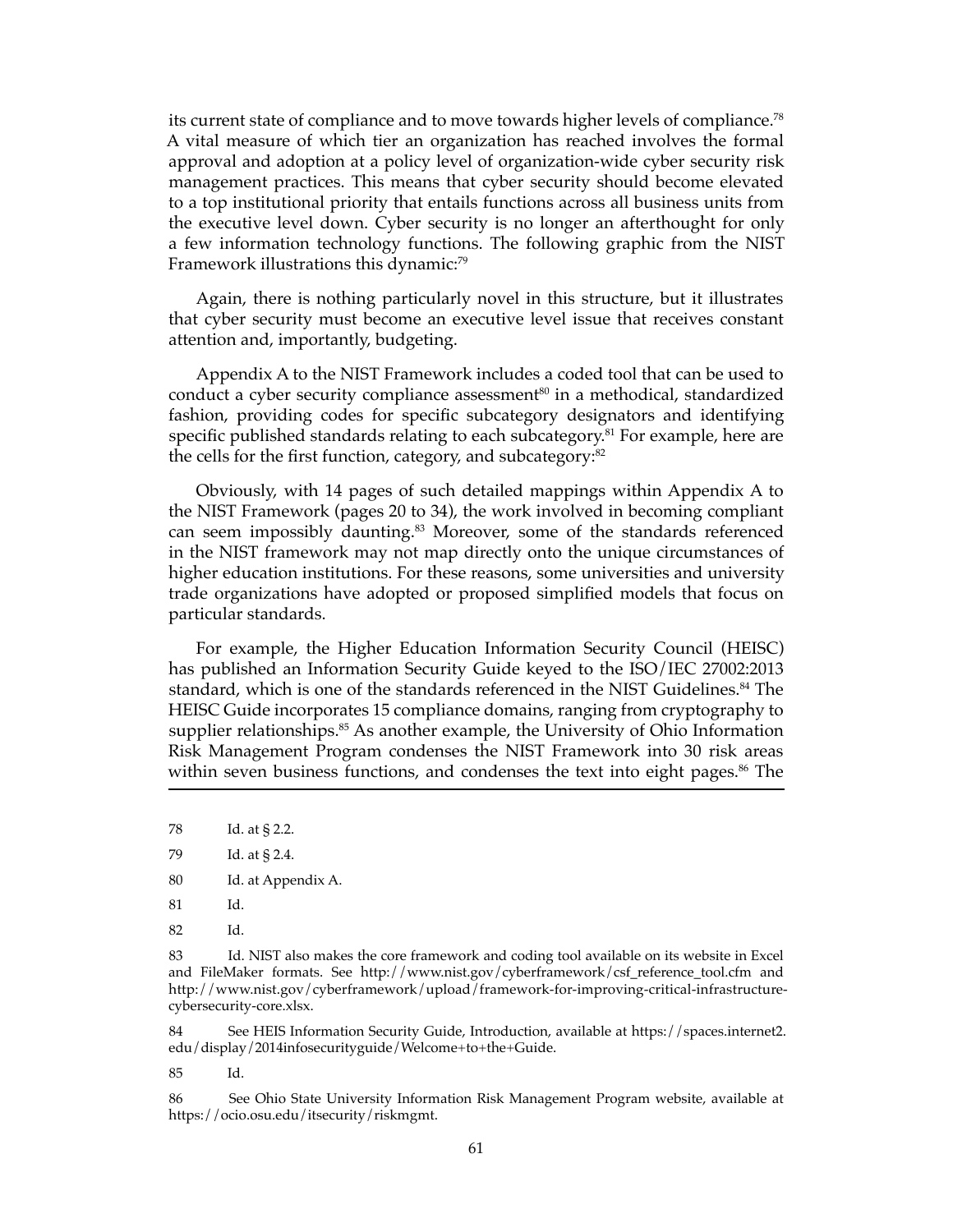its current state of compliance and to move towards higher levels of compliance.[78] A vital measure of which tier an organization has reached involves the formal approval and adoption at a policy level of organization-wide cyber security risk management practices. This means that cyber security should become elevated to a top institutional priority that entails functions across all business units from the executive level down. Cyber security is no longer an afterthought for only a few information technology functions. The following graphic from the NIST Framework illustrations this dynamic:[79]

Again, there is nothing particularly novel in this structure, but it illustrates that cyber security must become an executive level issue that receives constant attention and, importantly, budgeting.

Appendix A to the NIST Framework includes a coded tool that can be used to conduct a cyber security compliance assessment[80] in a methodical, standardized fashion, providing codes for specific subcategory designators and identifying specific published standards relating to each subcategory.[81] For example, here are the cells for the first function, category, and subcategory:[82]

Obviously, with 14 pages of such detailed mappings within Appendix A to the NIST Framework (pages 20 to 34), the work involved in becoming compliant can seem impossibly daunting.[83] Moreover, some of the standards referenced in the NIST framework may not map directly onto the unique circumstances of higher education institutions. For these reasons, some universities and university trade organizations have adopted or proposed simplified models that focus on particular standards.

For example, the Higher Education Information Security Council (HEISC) has published an Information Security Guide keyed to the ISO/IEC 27002:2013 standard, which is one of the standards referenced in the NIST Guidelines.[84] The HEISC Guide incorporates 15 compliance domains, ranging from cryptography to supplier relationships.[85] As another example, the University of Ohio Information Risk Management Program condenses the NIST Framework into 30 risk areas within seven business functions, and condenses the text into eight pages.[86] The

---

78 Id. at § 2.2.

79 Id. at § 2.4.

80 Id. at Appendix A.

81 Id.

82 Id.

83 Id. NIST also makes the core framework and coding tool available on its website in Excel and FileMaker formats. See http://www.nist.gov/cyberframework/csf_reference_tool.cfm and http://www.nist.gov/cyberframework/upload/framework-for-improving-critical-infrastructure-cybersecurity-core.xlsx.

84 See HEIS Information Security Guide, Introduction, available at https://spaces.internet2.edu/display/2014infosecurityguide/Welcome+to+the+Guide.

85 Id.

86 See Ohio State University Information Risk Management Program website, available at https://ocio.osu.edu/itsecurity/riskmgmt.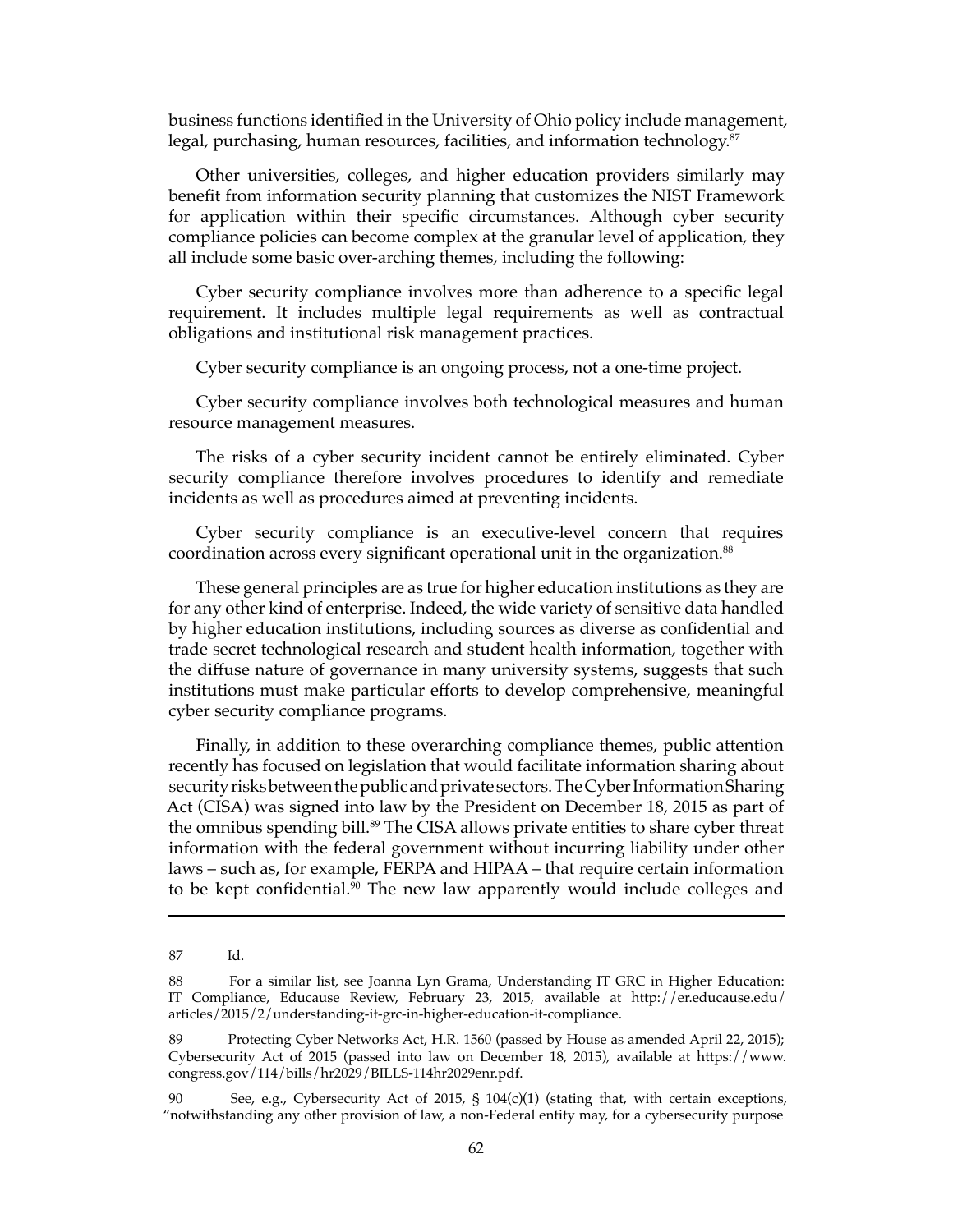business functions identified in the University of Ohio policy include management, legal, purchasing, human resources, facilities, and information technology.[87]

Other universities, colleges, and higher education providers similarly may benefit from information security planning that customizes the NIST Framework for application within their specific circumstances. Although cyber security compliance policies can become complex at the granular level of application, they all include some basic over-arching themes, including the following:

Cyber security compliance involves more than adherence to a specific legal requirement. It includes multiple legal requirements as well as contractual obligations and institutional risk management practices.

Cyber security compliance is an ongoing process, not a one-time project.

Cyber security compliance involves both technological measures and human resource management measures.

The risks of a cyber security incident cannot be entirely eliminated. Cyber security compliance therefore involves procedures to identify and remediate incidents as well as procedures aimed at preventing incidents.

Cyber security compliance is an executive-level concern that requires coordination across every significant operational unit in the organization.[88]

These general principles are as true for higher education institutions as they are for any other kind of enterprise. Indeed, the wide variety of sensitive data handled by higher education institutions, including sources as diverse as confidential and trade secret technological research and student health information, together with the diffuse nature of governance in many university systems, suggests that such institutions must make particular efforts to develop comprehensive, meaningful cyber security compliance programs.

Finally, in addition to these overarching compliance themes, public attention recently has focused on legislation that would facilitate information sharing about security risks between the public and private sectors. The Cyber Information Sharing Act (CISA) was signed into law by the President on December 18, 2015 as part of the omnibus spending bill.[89] The CISA allows private entities to share cyber threat information with the federal government without incurring liability under other laws – such as, for example, FERPA and HIPAA – that require certain information to be kept confidential.[90] The new law apparently would include colleges and

---

87 Id.

88 For a similar list, see Joanna Lyn Grama, Understanding IT GRC in Higher Education: IT Compliance, Educause Review, February 23, 2015, available at http://er.educause.edu/articles/2015/2/understanding-it-grc-in-higher-education-it-compliance.

89 Protecting Cyber Networks Act, H.R. 1560 (passed by House as amended April 22, 2015); Cybersecurity Act of 2015 (passed into law on December 18, 2015), available at https://www.congress.gov/114/bills/hr2029/BILLS-114hr2029enr.pdf.

90 See, e.g., Cybersecurity Act of 2015, § 104(c)(1) (stating that, with certain exceptions, "notwithstanding any other provision of law, a non-Federal entity may, for a cybersecurity purpose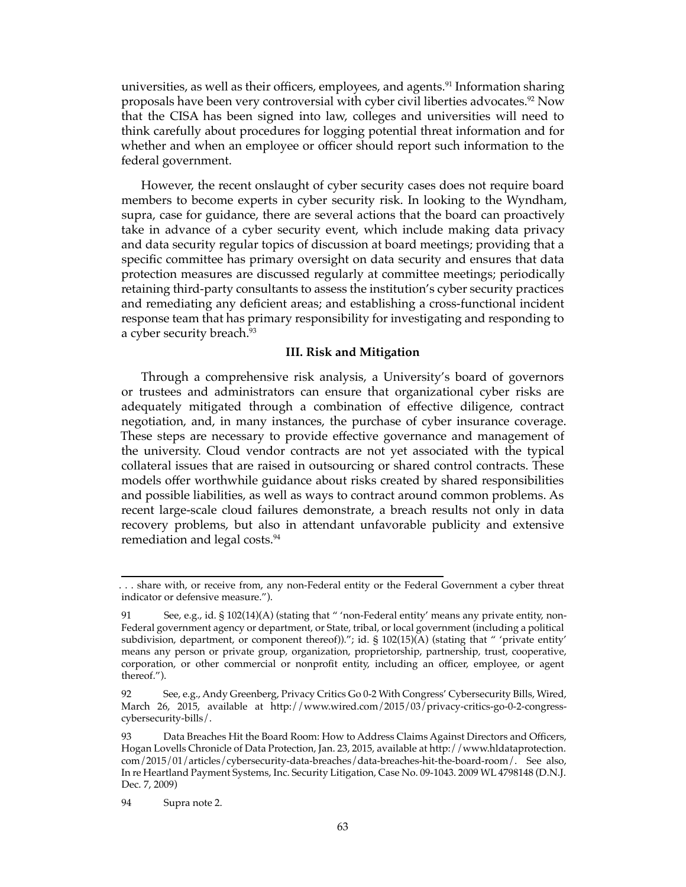universities, as well as their officers, employees, and agents.[91] Information sharing proposals have been very controversial with cyber civil liberties advocates.[92] Now that the CISA has been signed into law, colleges and universities will need to think carefully about procedures for logging potential threat information and for whether and when an employee or officer should report such information to the federal government.

However, the recent onslaught of cyber security cases does not require board members to become experts in cyber security risk. In looking to the Wyndham, supra, case for guidance, there are several actions that the board can proactively take in advance of a cyber security event, which include making data privacy and data security regular topics of discussion at board meetings; providing that a specific committee has primary oversight on data security and ensures that data protection measures are discussed regularly at committee meetings; periodically retaining third-party consultants to assess the institution's cyber security practices and remediating any deficient areas; and establishing a cross-functional incident response team that has primary responsibility for investigating and responding to a cyber security breach.[93]

### III. Risk and Mitigation

Through a comprehensive risk analysis, a University's board of governors or trustees and administrators can ensure that organizational cyber risks are adequately mitigated through a combination of effective diligence, contract negotiation, and, in many instances, the purchase of cyber insurance coverage. These steps are necessary to provide effective governance and management of the university. Cloud vendor contracts are not yet associated with the typical collateral issues that are raised in outsourcing or shared control contracts. These models offer worthwhile guidance about risks created by shared responsibilities and possible liabilities, as well as ways to contract around common problems. As recent large-scale cloud failures demonstrate, a breach results not only in data recovery problems, but also in attendant unfavorable publicity and extensive remediation and legal costs.[94]

---

. . . share with, or receive from, any non-Federal entity or the Federal Government a cyber threat indicator or defensive measure.").

91 See, e.g., id. § 102(14)(A) (stating that " 'non-Federal entity' means any private entity, non-Federal government agency or department, or State, tribal, or local government (including a political subdivision, department, or component thereof))."; id. § 102(15)(A) (stating that " 'private entity' means any person or private group, organization, proprietorship, partnership, trust, cooperative, corporation, or other commercial or nonprofit entity, including an officer, employee, or agent thereof.").

92 See, e.g., Andy Greenberg, Privacy Critics Go 0-2 With Congress' Cybersecurity Bills, Wired, March 26, 2015, available at http://www.wired.com/2015/03/privacy-critics-go-0-2-congress-cybersecurity-bills/.

93 Data Breaches Hit the Board Room: How to Address Claims Against Directors and Officers, Hogan Lovells Chronicle of Data Protection, Jan. 23, 2015, available at http://www.hldataprotection.com/2015/01/articles/cybersecurity-data-breaches/data-breaches-hit-the-board-room/. See also, In re Heartland Payment Systems, Inc. Security Litigation, Case No. 09-1043. 2009 WL 4798148 (D.N.J. Dec. 7, 2009)

94 Supra note 2.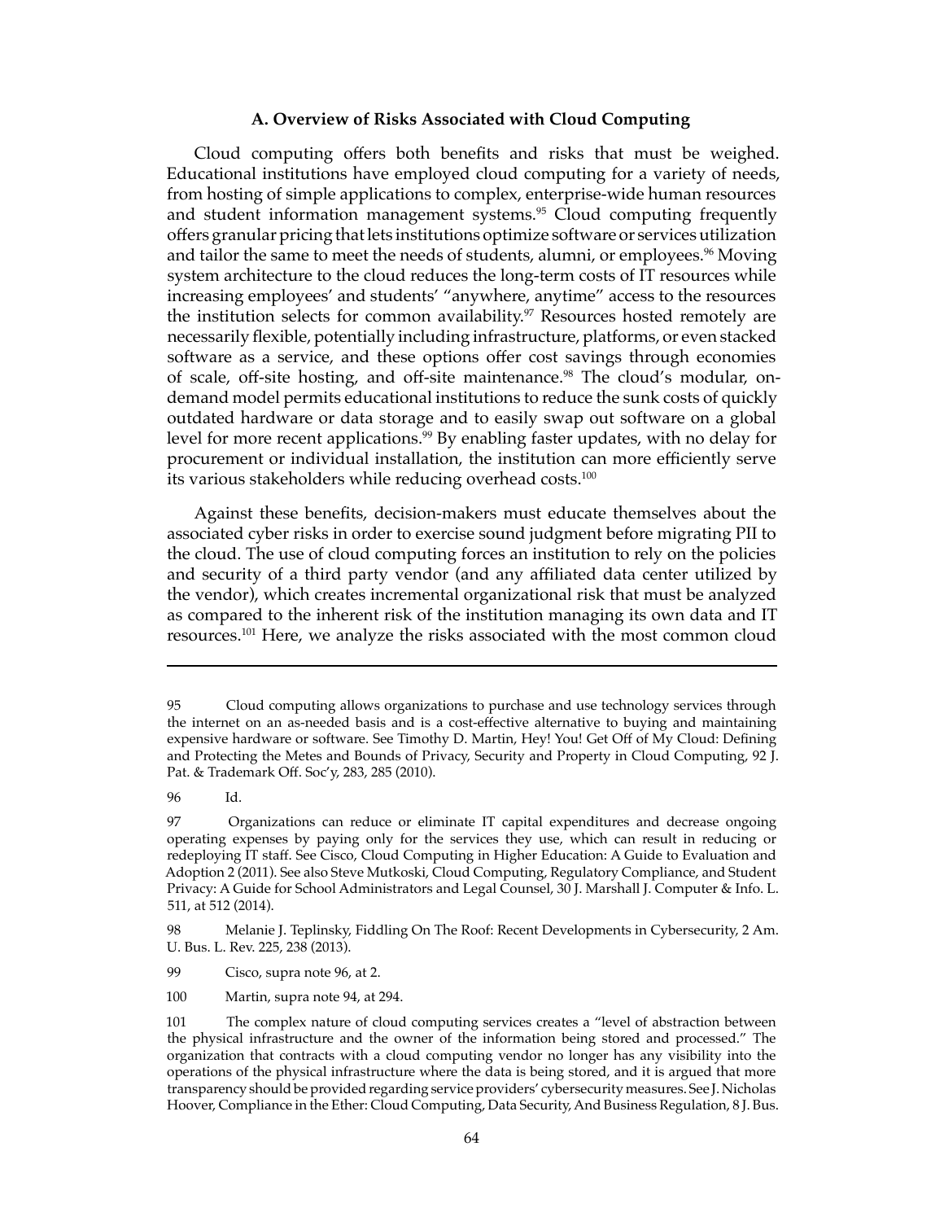### A. Overview of Risks Associated with Cloud Computing

Cloud computing offers both benefits and risks that must be weighed. Educational institutions have employed cloud computing for a variety of needs, from hosting of simple applications to complex, enterprise-wide human resources and student information management systems.[95] Cloud computing frequently offers granular pricing that lets institutions optimize software or services utilization and tailor the same to meet the needs of students, alumni, or employees.[96] Moving system architecture to the cloud reduces the long-term costs of IT resources while increasing employees' and students' "anywhere, anytime" access to the resources the institution selects for common availability.[97] Resources hosted remotely are necessarily flexible, potentially including infrastructure, platforms, or even stacked software as a service, and these options offer cost savings through economies of scale, off-site hosting, and off-site maintenance.[98] The cloud's modular, on-demand model permits educational institutions to reduce the sunk costs of quickly outdated hardware or data storage and to easily swap out software on a global level for more recent applications.[99] By enabling faster updates, with no delay for procurement or individual installation, the institution can more efficiently serve its various stakeholders while reducing overhead costs.[100]

Against these benefits, decision-makers must educate themselves about the associated cyber risks in order to exercise sound judgment before migrating PII to the cloud. The use of cloud computing forces an institution to rely on the policies and security of a third party vendor (and any affiliated data center utilized by the vendor), which creates incremental organizational risk that must be analyzed as compared to the inherent risk of the institution managing its own data and IT resources.[101] Here, we analyze the risks associated with the most common cloud

---

95 Cloud computing allows organizations to purchase and use technology services through the internet on an as-needed basis and is a cost-effective alternative to buying and maintaining expensive hardware or software. See Timothy D. Martin, Hey! You! Get Off of My Cloud: Defining and Protecting the Metes and Bounds of Privacy, Security and Property in Cloud Computing, 92 J. Pat. & Trademark Off. Soc'y, 283, 285 (2010).

96 Id.

97 Organizations can reduce or eliminate IT capital expenditures and decrease ongoing operating expenses by paying only for the services they use, which can result in reducing or redeploying IT staff. See Cisco, Cloud Computing in Higher Education: A Guide to Evaluation and Adoption 2 (2011). See also Steve Mutkoski, Cloud Computing, Regulatory Compliance, and Student Privacy: A Guide for School Administrators and Legal Counsel, 30 J. Marshall J. Computer & Info. L. 511, at 512 (2014).

98 Melanie J. Teplinsky, Fiddling On The Roof: Recent Developments in Cybersecurity, 2 Am. U. Bus. L. Rev. 225, 238 (2013).

99 Cisco, supra note 96, at 2.

100 Martin, supra note 94, at 294.

101 The complex nature of cloud computing services creates a "level of abstraction between the physical infrastructure and the owner of the information being stored and processed." The organization that contracts with a cloud computing vendor no longer has any visibility into the operations of the physical infrastructure where the data is being stored, and it is argued that more transparency should be provided regarding service providers' cybersecurity measures. See J. Nicholas Hoover, Compliance in the Ether: Cloud Computing, Data Security, And Business Regulation, 8 J. Bus.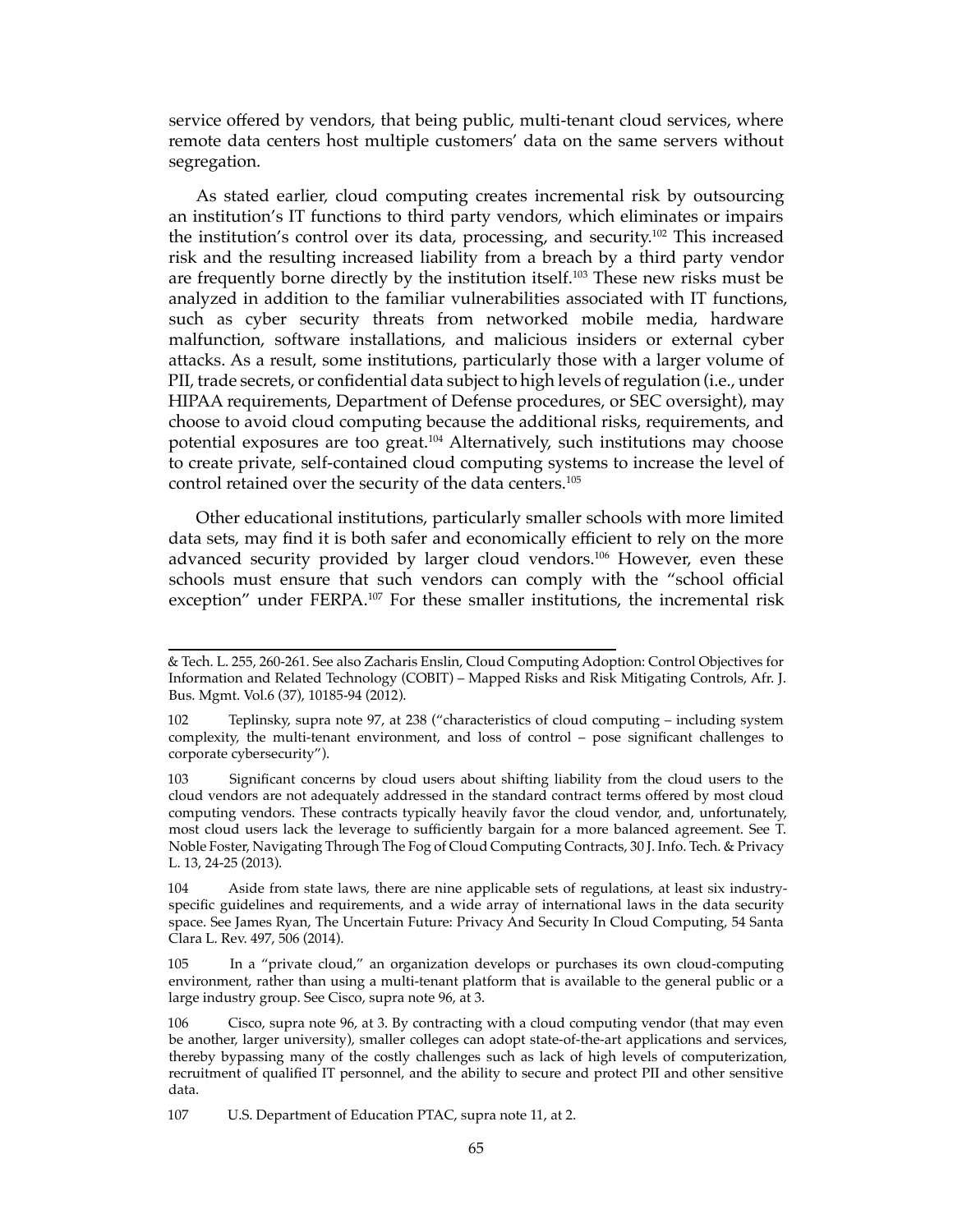service offered by vendors, that being public, multi-tenant cloud services, where remote data centers host multiple customers' data on the same servers without segregation.

As stated earlier, cloud computing creates incremental risk by outsourcing an institution's IT functions to third party vendors, which eliminates or impairs the institution's control over its data, processing, and security.[102] This increased risk and the resulting increased liability from a breach by a third party vendor are frequently borne directly by the institution itself.[103] These new risks must be analyzed in addition to the familiar vulnerabilities associated with IT functions, such as cyber security threats from networked mobile media, hardware malfunction, software installations, and malicious insiders or external cyber attacks. As a result, some institutions, particularly those with a larger volume of PII, trade secrets, or confidential data subject to high levels of regulation (i.e., under HIPAA requirements, Department of Defense procedures, or SEC oversight), may choose to avoid cloud computing because the additional risks, requirements, and potential exposures are too great.[104] Alternatively, such institutions may choose to create private, self-contained cloud computing systems to increase the level of control retained over the security of the data centers.[105]

Other educational institutions, particularly smaller schools with more limited data sets, may find it is both safer and economically efficient to rely on the more advanced security provided by larger cloud vendors.[106] However, even these schools must ensure that such vendors can comply with the "school official exception" under FERPA.[107] For these smaller institutions, the incremental risk

---

& Tech. L. 255, 260-261. See also Zacharis Enslin, Cloud Computing Adoption: Control Objectives for Information and Related Technology (COBIT) – Mapped Risks and Risk Mitigating Controls, Afr. J. Bus. Mgmt. Vol.6 (37), 10185-94 (2012).

102 Teplinsky, supra note 97, at 238 ("characteristics of cloud computing – including system complexity, the multi-tenant environment, and loss of control – pose significant challenges to corporate cybersecurity").

103 Significant concerns by cloud users about shifting liability from the cloud users to the cloud vendors are not adequately addressed in the standard contract terms offered by most cloud computing vendors. These contracts typically heavily favor the cloud vendor, and, unfortunately, most cloud users lack the leverage to sufficiently bargain for a more balanced agreement. See T. Noble Foster, Navigating Through The Fog of Cloud Computing Contracts, 30 J. Info. Tech. & Privacy L. 13, 24-25 (2013).

104 Aside from state laws, there are nine applicable sets of regulations, at least six industry-specific guidelines and requirements, and a wide array of international laws in the data security space. See James Ryan, The Uncertain Future: Privacy And Security In Cloud Computing, 54 Santa Clara L. Rev. 497, 506 (2014).

105 In a "private cloud," an organization develops or purchases its own cloud-computing environment, rather than using a multi-tenant platform that is available to the general public or a large industry group. See Cisco, supra note 96, at 3.

106 Cisco, supra note 96, at 3. By contracting with a cloud computing vendor (that may even be another, larger university), smaller colleges can adopt state-of-the-art applications and services, thereby bypassing many of the costly challenges such as lack of high levels of computerization, recruitment of qualified IT personnel, and the ability to secure and protect PII and other sensitive data.

107 U.S. Department of Education PTAC, supra note 11, at 2.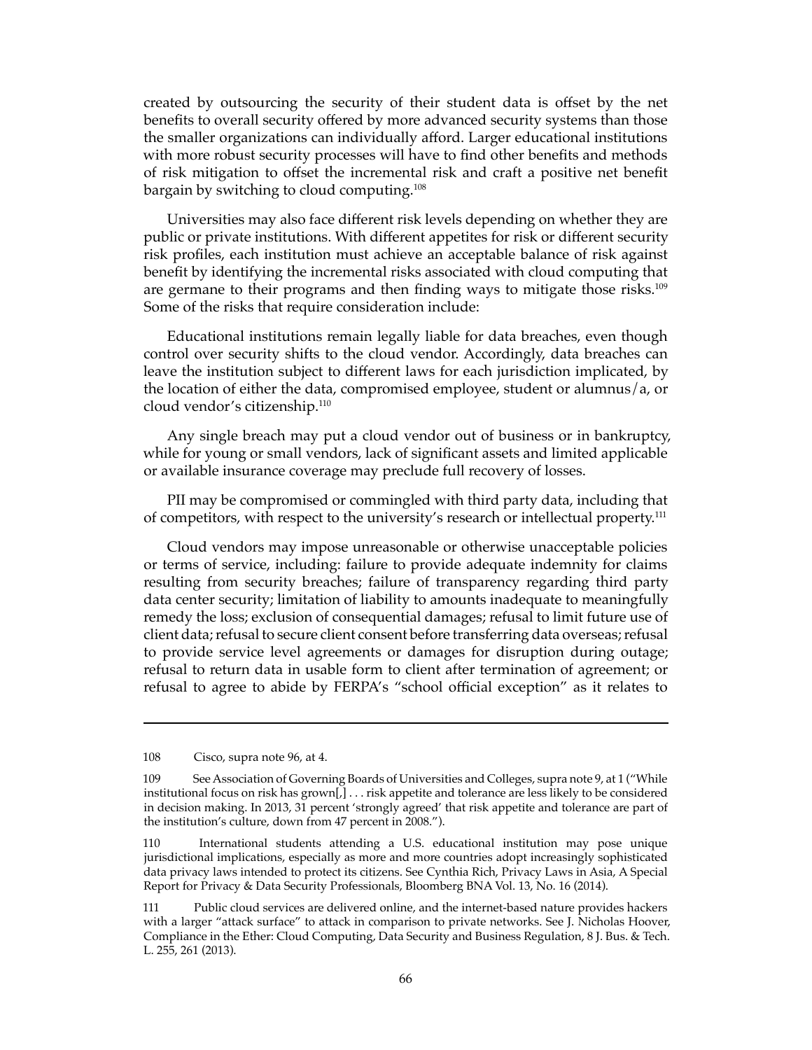created by outsourcing the security of their student data is offset by the net benefits to overall security offered by more advanced security systems than those the smaller organizations can individually afford. Larger educational institutions with more robust security processes will have to find other benefits and methods of risk mitigation to offset the incremental risk and craft a positive net benefit bargain by switching to cloud computing.[108]

Universities may also face different risk levels depending on whether they are public or private institutions. With different appetites for risk or different security risk profiles, each institution must achieve an acceptable balance of risk against benefit by identifying the incremental risks associated with cloud computing that are germane to their programs and then finding ways to mitigate those risks.[109] Some of the risks that require consideration include:

Educational institutions remain legally liable for data breaches, even though control over security shifts to the cloud vendor. Accordingly, data breaches can leave the institution subject to different laws for each jurisdiction implicated, by the location of either the data, compromised employee, student or alumnus/a, or cloud vendor's citizenship.[110]

Any single breach may put a cloud vendor out of business or in bankruptcy, while for young or small vendors, lack of significant assets and limited applicable or available insurance coverage may preclude full recovery of losses.

PII may be compromised or commingled with third party data, including that of competitors, with respect to the university's research or intellectual property.[111]

Cloud vendors may impose unreasonable or otherwise unacceptable policies or terms of service, including: failure to provide adequate indemnity for claims resulting from security breaches; failure of transparency regarding third party data center security; limitation of liability to amounts inadequate to meaningfully remedy the loss; exclusion of consequential damages; refusal to limit future use of client data; refusal to secure client consent before transferring data overseas; refusal to provide service level agreements or damages for disruption during outage; refusal to return data in usable form to client after termination of agreement; or refusal to agree to abide by FERPA's "school official exception" as it relates to

---

108 Cisco, supra note 96, at 4.

109 See Association of Governing Boards of Universities and Colleges, supra note 9, at 1 ("While institutional focus on risk has grown[,] . . . risk appetite and tolerance are less likely to be considered in decision making. In 2013, 31 percent 'strongly agreed' that risk appetite and tolerance are part of the institution's culture, down from 47 percent in 2008.").

110 International students attending a U.S. educational institution may pose unique jurisdictional implications, especially as more and more countries adopt increasingly sophisticated data privacy laws intended to protect its citizens. See Cynthia Rich, Privacy Laws in Asia, A Special Report for Privacy & Data Security Professionals, Bloomberg BNA Vol. 13, No. 16 (2014).

111 Public cloud services are delivered online, and the internet-based nature provides hackers with a larger "attack surface" to attack in comparison to private networks. See J. Nicholas Hoover, Compliance in the Ether: Cloud Computing, Data Security and Business Regulation, 8 J. Bus. & Tech. L. 255, 261 (2013).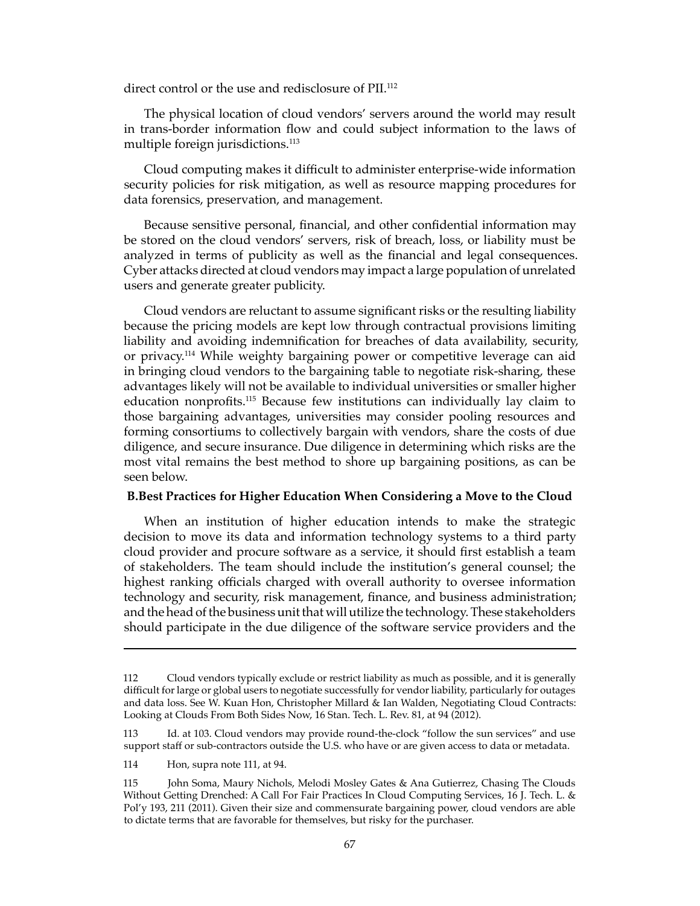direct control or the use and redisclosure of PII.[112]

The physical location of cloud vendors' servers around the world may result in trans-border information flow and could subject information to the laws of multiple foreign jurisdictions.[113]

Cloud computing makes it difficult to administer enterprise-wide information security policies for risk mitigation, as well as resource mapping procedures for data forensics, preservation, and management.

Because sensitive personal, financial, and other confidential information may be stored on the cloud vendors' servers, risk of breach, loss, or liability must be analyzed in terms of publicity as well as the financial and legal consequences. Cyber attacks directed at cloud vendors may impact a large population of unrelated users and generate greater publicity.

Cloud vendors are reluctant to assume significant risks or the resulting liability because the pricing models are kept low through contractual provisions limiting liability and avoiding indemnification for breaches of data availability, security, or privacy.[114] While weighty bargaining power or competitive leverage can aid in bringing cloud vendors to the bargaining table to negotiate risk-sharing, these advantages likely will not be available to individual universities or smaller higher education nonprofits.[115] Because few institutions can individually lay claim to those bargaining advantages, universities may consider pooling resources and forming consortiums to collectively bargain with vendors, share the costs of due diligence, and secure insurance. Due diligence in determining which risks are the most vital remains the best method to shore up bargaining positions, as can be seen below.

**B.Best Practices for Higher Education When Considering a Move to the Cloud**

When an institution of higher education intends to make the strategic decision to move its data and information technology systems to a third party cloud provider and procure software as a service, it should first establish a team of stakeholders. The team should include the institution's general counsel; the highest ranking officials charged with overall authority to oversee information technology and security, risk management, finance, and business administration; and the head of the business unit that will utilize the technology. These stakeholders should participate in the due diligence of the software service providers and the

---

112 Cloud vendors typically exclude or restrict liability as much as possible, and it is generally difficult for large or global users to negotiate successfully for vendor liability, particularly for outages and data loss. See W. Kuan Hon, Christopher Millard & Ian Walden, Negotiating Cloud Contracts: Looking at Clouds From Both Sides Now, 16 Stan. Tech. L. Rev. 81, at 94 (2012).

113 Id. at 103. Cloud vendors may provide round-the-clock "follow the sun services" and use support staff or sub-contractors outside the U.S. who have or are given access to data or metadata.

114 Hon, supra note 111, at 94.

115 John Soma, Maury Nichols, Melodi Mosley Gates & Ana Gutierrez, Chasing The Clouds Without Getting Drenched: A Call For Fair Practices In Cloud Computing Services, 16 J. Tech. L. & Pol'y 193, 211 (2011). Given their size and commensurate bargaining power, cloud vendors are able to dictate terms that are favorable for themselves, but risky for the purchaser.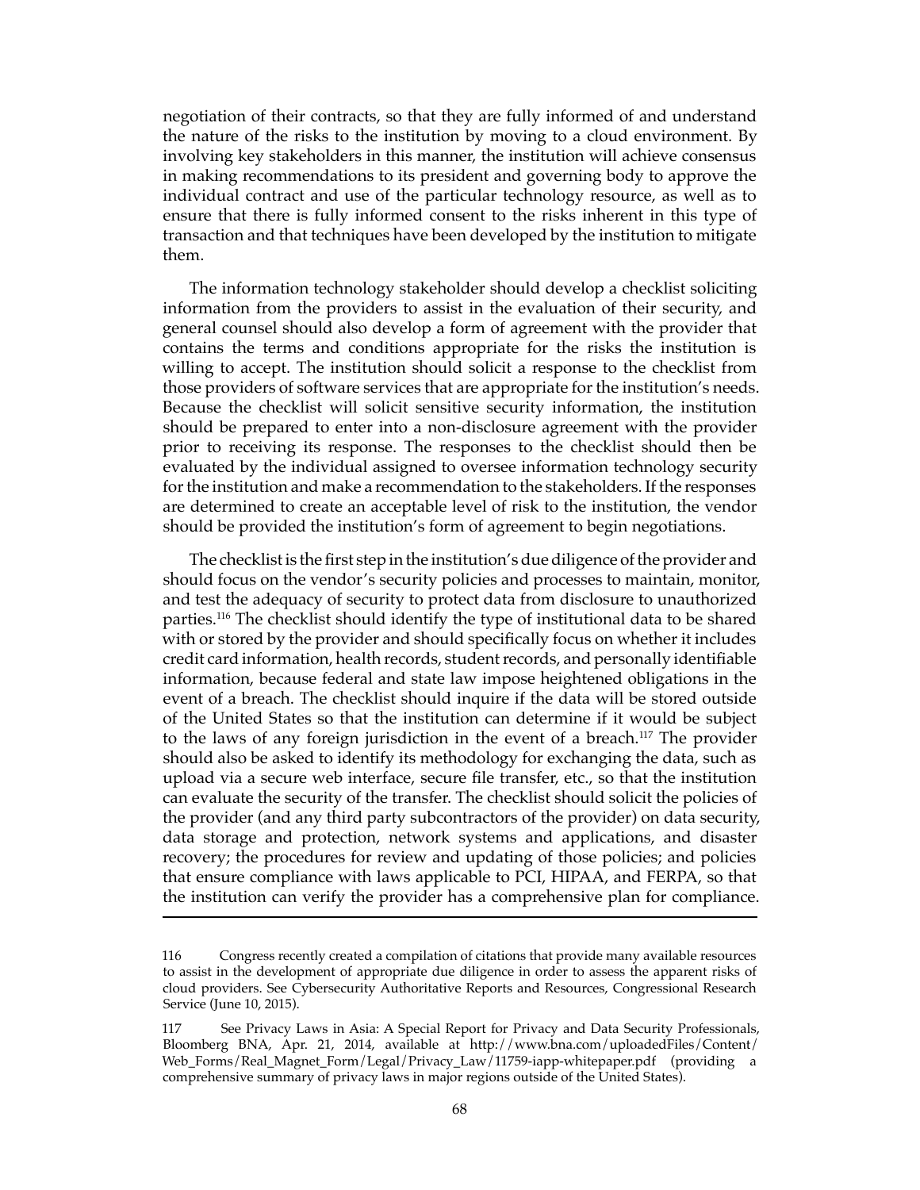negotiation of their contracts, so that they are fully informed of and understand the nature of the risks to the institution by moving to a cloud environment. By involving key stakeholders in this manner, the institution will achieve consensus in making recommendations to its president and governing body to approve the individual contract and use of the particular technology resource, as well as to ensure that there is fully informed consent to the risks inherent in this type of transaction and that techniques have been developed by the institution to mitigate them.

The information technology stakeholder should develop a checklist soliciting information from the providers to assist in the evaluation of their security, and general counsel should also develop a form of agreement with the provider that contains the terms and conditions appropriate for the risks the institution is willing to accept. The institution should solicit a response to the checklist from those providers of software services that are appropriate for the institution's needs. Because the checklist will solicit sensitive security information, the institution should be prepared to enter into a non-disclosure agreement with the provider prior to receiving its response. The responses to the checklist should then be evaluated by the individual assigned to oversee information technology security for the institution and make a recommendation to the stakeholders. If the responses are determined to create an acceptable level of risk to the institution, the vendor should be provided the institution's form of agreement to begin negotiations.

The checklist is the first step in the institution's due diligence of the provider and should focus on the vendor's security policies and processes to maintain, monitor, and test the adequacy of security to protect data from disclosure to unauthorized parties.[116] The checklist should identify the type of institutional data to be shared with or stored by the provider and should specifically focus on whether it includes credit card information, health records, student records, and personally identifiable information, because federal and state law impose heightened obligations in the event of a breach. The checklist should inquire if the data will be stored outside of the United States so that the institution can determine if it would be subject to the laws of any foreign jurisdiction in the event of a breach.[117] The provider should also be asked to identify its methodology for exchanging the data, such as upload via a secure web interface, secure file transfer, etc., so that the institution can evaluate the security of the transfer. The checklist should solicit the policies of the provider (and any third party subcontractors of the provider) on data security, data storage and protection, network systems and applications, and disaster recovery; the procedures for review and updating of those policies; and policies that ensure compliance with laws applicable to PCI, HIPAA, and FERPA, so that the institution can verify the provider has a comprehensive plan for compliance.

---

116 Congress recently created a compilation of citations that provide many available resources to assist in the development of appropriate due diligence in order to assess the apparent risks of cloud providers. See Cybersecurity Authoritative Reports and Resources, Congressional Research Service (June 10, 2015).

117 See Privacy Laws in Asia: A Special Report for Privacy and Data Security Professionals, Bloomberg BNA, Apr. 21, 2014, available at http://www.bna.com/uploadedFiles/Content/Web_Forms/Real_Magnet_Form/Legal/Privacy_Law/11759-iapp-whitepaper.pdf (providing a comprehensive summary of privacy laws in major regions outside of the United States).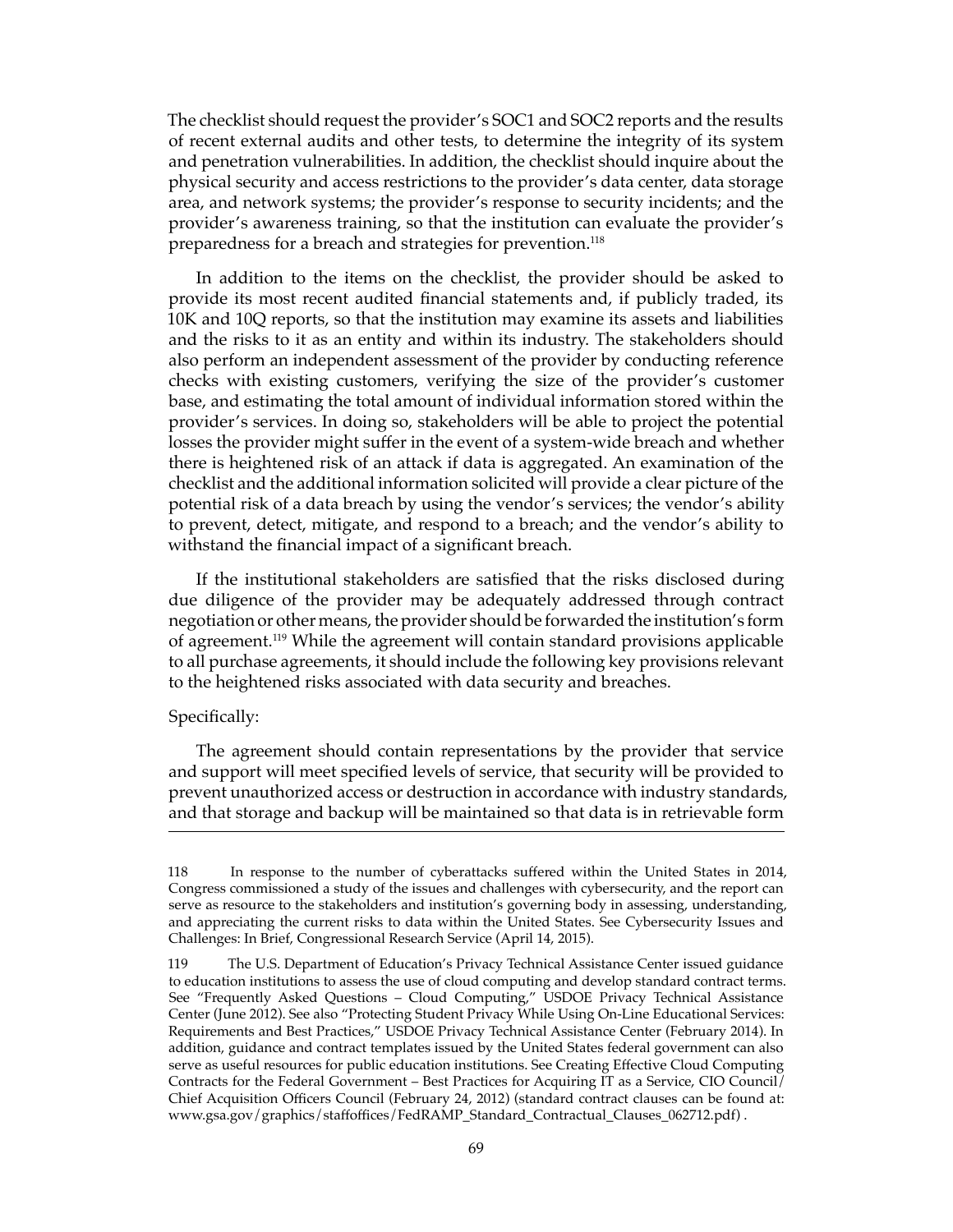The checklist should request the provider's SOC1 and SOC2 reports and the results of recent external audits and other tests, to determine the integrity of its system and penetration vulnerabilities. In addition, the checklist should inquire about the physical security and access restrictions to the provider's data center, data storage area, and network systems; the provider's response to security incidents; and the provider's awareness training, so that the institution can evaluate the provider's preparedness for a breach and strategies for prevention.[118]

In addition to the items on the checklist, the provider should be asked to provide its most recent audited financial statements and, if publicly traded, its 10K and 10Q reports, so that the institution may examine its assets and liabilities and the risks to it as an entity and within its industry. The stakeholders should also perform an independent assessment of the provider by conducting reference checks with existing customers, verifying the size of the provider's customer base, and estimating the total amount of individual information stored within the provider's services. In doing so, stakeholders will be able to project the potential losses the provider might suffer in the event of a system-wide breach and whether there is heightened risk of an attack if data is aggregated. An examination of the checklist and the additional information solicited will provide a clear picture of the potential risk of a data breach by using the vendor's services; the vendor's ability to prevent, detect, mitigate, and respond to a breach; and the vendor's ability to withstand the financial impact of a significant breach.

If the institutional stakeholders are satisfied that the risks disclosed during due diligence of the provider may be adequately addressed through contract negotiation or other means, the provider should be forwarded the institution's form of agreement.[119] While the agreement will contain standard provisions applicable to all purchase agreements, it should include the following key provisions relevant to the heightened risks associated with data security and breaches.

Specifically:

The agreement should contain representations by the provider that service and support will meet specified levels of service, that security will be provided to prevent unauthorized access or destruction in accordance with industry standards, and that storage and backup will be maintained so that data is in retrievable form

---

118 In response to the number of cyberattacks suffered within the United States in 2014, Congress commissioned a study of the issues and challenges with cybersecurity, and the report can serve as resource to the stakeholders and institution's governing body in assessing, understanding, and appreciating the current risks to data within the United States. See Cybersecurity Issues and Challenges: In Brief, Congressional Research Service (April 14, 2015).

119 The U.S. Department of Education's Privacy Technical Assistance Center issued guidance to education institutions to assess the use of cloud computing and develop standard contract terms. See "Frequently Asked Questions – Cloud Computing," USDOE Privacy Technical Assistance Center (June 2012). See also "Protecting Student Privacy While Using On-Line Educational Services: Requirements and Best Practices," USDOE Privacy Technical Assistance Center (February 2014). In addition, guidance and contract templates issued by the United States federal government can also serve as useful resources for public education institutions. See Creating Effective Cloud Computing Contracts for the Federal Government – Best Practices for Acquiring IT as a Service, CIO Council/Chief Acquisition Officers Council (February 24, 2012) (standard contract clauses can be found at: www.gsa.gov/graphics/staffoffices/FedRAMP_Standard_Contractual_Clauses_062712.pdf) .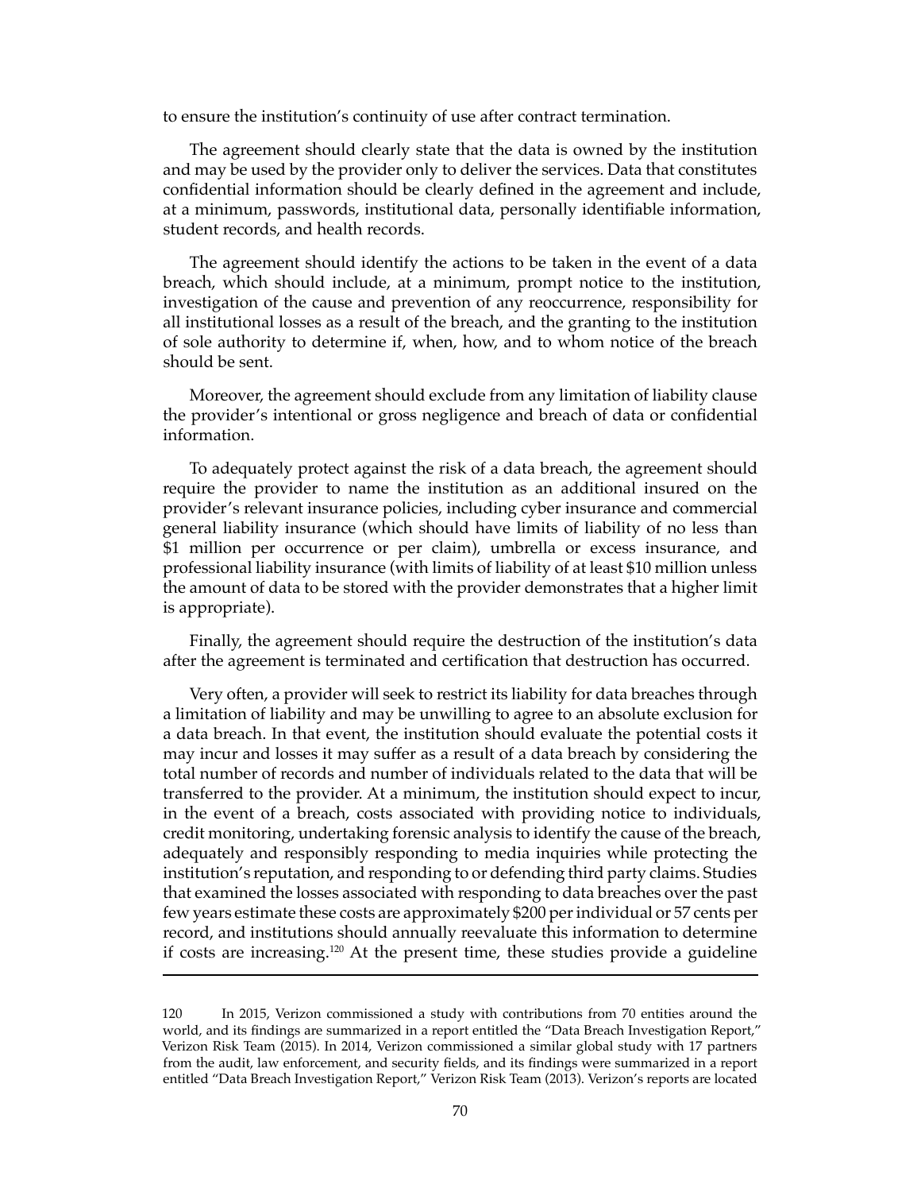to ensure the institution's continuity of use after contract termination.

The agreement should clearly state that the data is owned by the institution and may be used by the provider only to deliver the services. Data that constitutes confidential information should be clearly defined in the agreement and include, at a minimum, passwords, institutional data, personally identifiable information, student records, and health records.

The agreement should identify the actions to be taken in the event of a data breach, which should include, at a minimum, prompt notice to the institution, investigation of the cause and prevention of any reoccurrence, responsibility for all institutional losses as a result of the breach, and the granting to the institution of sole authority to determine if, when, how, and to whom notice of the breach should be sent.

Moreover, the agreement should exclude from any limitation of liability clause the provider's intentional or gross negligence and breach of data or confidential information.

To adequately protect against the risk of a data breach, the agreement should require the provider to name the institution as an additional insured on the provider's relevant insurance policies, including cyber insurance and commercial general liability insurance (which should have limits of liability of no less than $1 million per occurrence or per claim), umbrella or excess insurance, and professional liability insurance (with limits of liability of at least $10 million unless the amount of data to be stored with the provider demonstrates that a higher limit is appropriate).

Finally, the agreement should require the destruction of the institution's data after the agreement is terminated and certification that destruction has occurred.

Very often, a provider will seek to restrict its liability for data breaches through a limitation of liability and may be unwilling to agree to an absolute exclusion for a data breach. In that event, the institution should evaluate the potential costs it may incur and losses it may suffer as a result of a data breach by considering the total number of records and number of individuals related to the data that will be transferred to the provider. At a minimum, the institution should expect to incur, in the event of a breach, costs associated with providing notice to individuals, credit monitoring, undertaking forensic analysis to identify the cause of the breach, adequately and responsibly responding to media inquiries while protecting the institution's reputation, and responding to or defending third party claims. Studies that examined the losses associated with responding to data breaches over the past few years estimate these costs are approximately $200 per individual or 57 cents per record, and institutions should annually reevaluate this information to determine if costs are increasing.[120] At the present time, these studies provide a guideline

---

120 In 2015, Verizon commissioned a study with contributions from 70 entities around the world, and its findings are summarized in a report entitled the "Data Breach Investigation Report," Verizon Risk Team (2015). In 2014, Verizon commissioned a similar global study with 17 partners from the audit, law enforcement, and security fields, and its findings were summarized in a report entitled "Data Breach Investigation Report," Verizon Risk Team (2013). Verizon's reports are located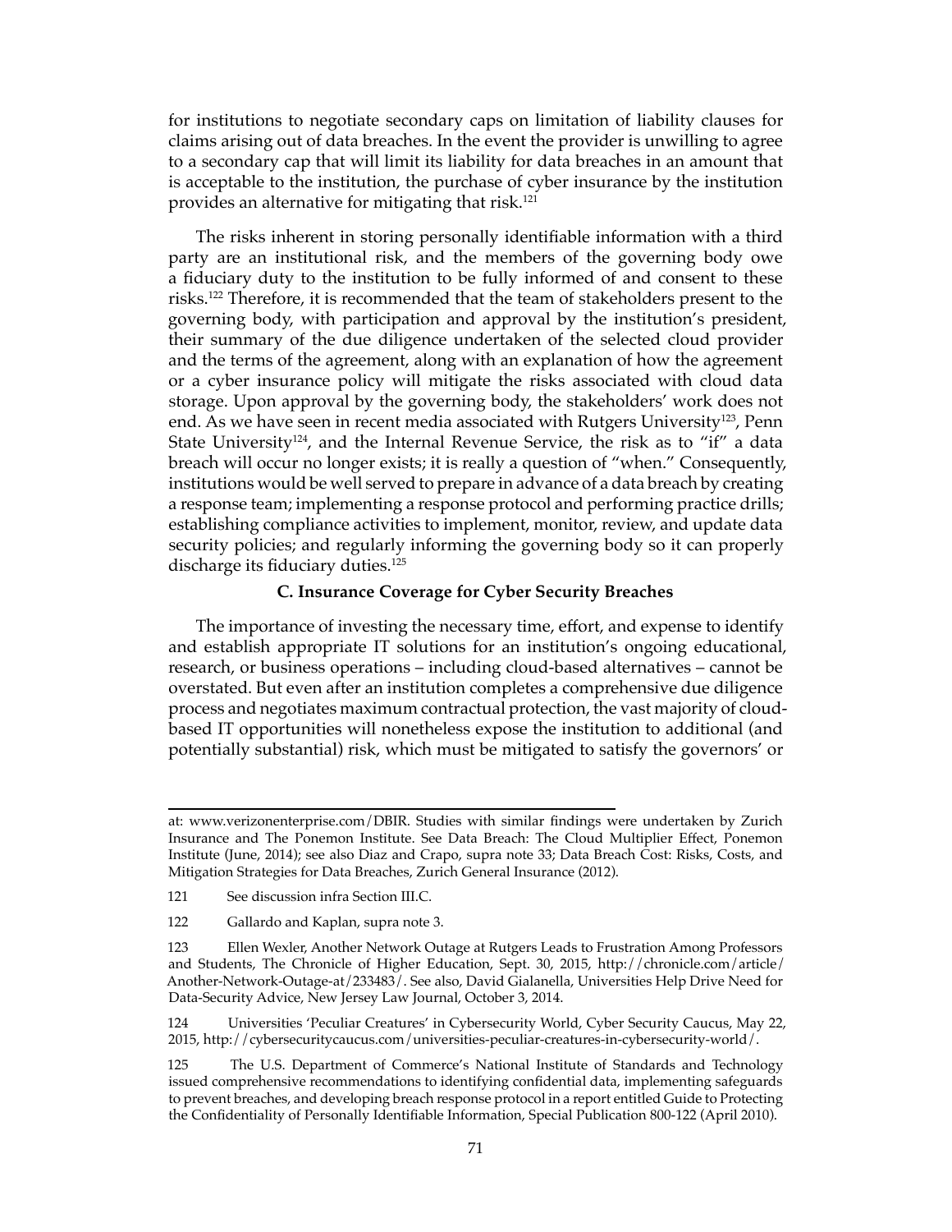for institutions to negotiate secondary caps on limitation of liability clauses for claims arising out of data breaches. In the event the provider is unwilling to agree to a secondary cap that will limit its liability for data breaches in an amount that is acceptable to the institution, the purchase of cyber insurance by the institution provides an alternative for mitigating that risk.[121]

The risks inherent in storing personally identifiable information with a third party are an institutional risk, and the members of the governing body owe a fiduciary duty to the institution to be fully informed of and consent to these risks.[122] Therefore, it is recommended that the team of stakeholders present to the governing body, with participation and approval by the institution's president, their summary of the due diligence undertaken of the selected cloud provider and the terms of the agreement, along with an explanation of how the agreement or a cyber insurance policy will mitigate the risks associated with cloud data storage. Upon approval by the governing body, the stakeholders' work does not end. As we have seen in recent media associated with Rutgers University[123], Penn State University[124], and the Internal Revenue Service, the risk as to "if" a data breach will occur no longer exists; it is really a question of "when." Consequently, institutions would be well served to prepare in advance of a data breach by creating a response team; implementing a response protocol and performing practice drills; establishing compliance activities to implement, monitor, review, and update data security policies; and regularly informing the governing body so it can properly discharge its fiduciary duties.[125]

### C. Insurance Coverage for Cyber Security Breaches

The importance of investing the necessary time, effort, and expense to identify and establish appropriate IT solutions for an institution's ongoing educational, research, or business operations – including cloud-based alternatives – cannot be overstated. But even after an institution completes a comprehensive due diligence process and negotiates maximum contractual protection, the vast majority of cloud-based IT opportunities will nonetheless expose the institution to additional (and potentially substantial) risk, which must be mitigated to satisfy the governors' or

---

at: www.verizonenterprise.com/DBIR. Studies with similar findings were undertaken by Zurich Insurance and The Ponemon Institute. See Data Breach: The Cloud Multiplier Effect, Ponemon Institute (June, 2014); see also Diaz and Crapo, supra note 33; Data Breach Cost: Risks, Costs, and Mitigation Strategies for Data Breaches, Zurich General Insurance (2012).

121 See discussion infra Section III.C.

122 Gallardo and Kaplan, supra note 3.

123 Ellen Wexler, Another Network Outage at Rutgers Leads to Frustration Among Professors and Students, The Chronicle of Higher Education, Sept. 30, 2015, http://chronicle.com/article/Another-Network-Outage-at/233483/. See also, David Gialanella, Universities Help Drive Need for Data-Security Advice, New Jersey Law Journal, October 3, 2014.

124 Universities 'Peculiar Creatures' in Cybersecurity World, Cyber Security Caucus, May 22, 2015, http://cybersecuritycaucus.com/universities-peculiar-creatures-in-cybersecurity-world/.

125 The U.S. Department of Commerce's National Institute of Standards and Technology issued comprehensive recommendations to identifying confidential data, implementing safeguards to prevent breaches, and developing breach response protocol in a report entitled Guide to Protecting the Confidentiality of Personally Identifiable Information, Special Publication 800-122 (April 2010).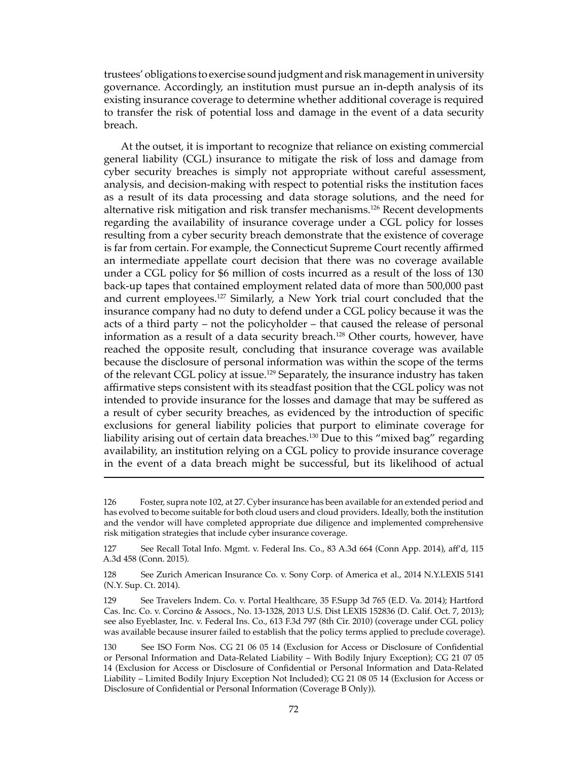trustees' obligations to exercise sound judgment and risk management in university governance. Accordingly, an institution must pursue an in-depth analysis of its existing insurance coverage to determine whether additional coverage is required to transfer the risk of potential loss and damage in the event of a data security breach.

At the outset, it is important to recognize that reliance on existing commercial general liability (CGL) insurance to mitigate the risk of loss and damage from cyber security breaches is simply not appropriate without careful assessment, analysis, and decision-making with respect to potential risks the institution faces as a result of its data processing and data storage solutions, and the need for alternative risk mitigation and risk transfer mechanisms.[126] Recent developments regarding the availability of insurance coverage under a CGL policy for losses resulting from a cyber security breach demonstrate that the existence of coverage is far from certain. For example, the Connecticut Supreme Court recently affirmed an intermediate appellate court decision that there was no coverage available under a CGL policy for $6 million of costs incurred as a result of the loss of 130 back-up tapes that contained employment related data of more than 500,000 past and current employees.[127] Similarly, a New York trial court concluded that the insurance company had no duty to defend under a CGL policy because it was the acts of a third party – not the policyholder – that caused the release of personal information as a result of a data security breach.[128] Other courts, however, have reached the opposite result, concluding that insurance coverage was available because the disclosure of personal information was within the scope of the terms of the relevant CGL policy at issue.[129] Separately, the insurance industry has taken affirmative steps consistent with its steadfast position that the CGL policy was not intended to provide insurance for the losses and damage that may be suffered as a result of cyber security breaches, as evidenced by the introduction of specific exclusions for general liability policies that purport to eliminate coverage for liability arising out of certain data breaches.[130] Due to this "mixed bag" regarding availability, an institution relying on a CGL policy to provide insurance coverage in the event of a data breach might be successful, but its likelihood of actual

---

126 Foster, supra note 102, at 27. Cyber insurance has been available for an extended period and has evolved to become suitable for both cloud users and cloud providers. Ideally, both the institution and the vendor will have completed appropriate due diligence and implemented comprehensive risk mitigation strategies that include cyber insurance coverage.

127 See Recall Total Info. Mgmt. v. Federal Ins. Co., 83 A.3d 664 (Conn App. 2014), aff'd, 115 A.3d 458 (Conn. 2015).

128 See Zurich American Insurance Co. v. Sony Corp. of America et al., 2014 N.Y.LEXIS 5141 (N.Y. Sup. Ct. 2014).

129 See Travelers Indem. Co. v. Portal Healthcare, 35 F.Supp 3d 765 (E.D. Va. 2014); Hartford Cas. Inc. Co. v. Corcino & Assocs., No. 13-1328, 2013 U.S. Dist LEXIS 152836 (D. Calif. Oct. 7, 2013); see also Eyeblaster, Inc. v. Federal Ins. Co., 613 F.3d 797 (8th Cir. 2010) (coverage under CGL policy was available because insurer failed to establish that the policy terms applied to preclude coverage).

130 See ISO Form Nos. CG 21 06 05 14 (Exclusion for Access or Disclosure of Confidential or Personal Information and Data-Related Liability – With Bodily Injury Exception); CG 21 07 05 14 (Exclusion for Access or Disclosure of Confidential or Personal Information and Data-Related Liability – Limited Bodily Injury Exception Not Included); CG 21 08 05 14 (Exclusion for Access or Disclosure of Confidential or Personal Information (Coverage B Only)).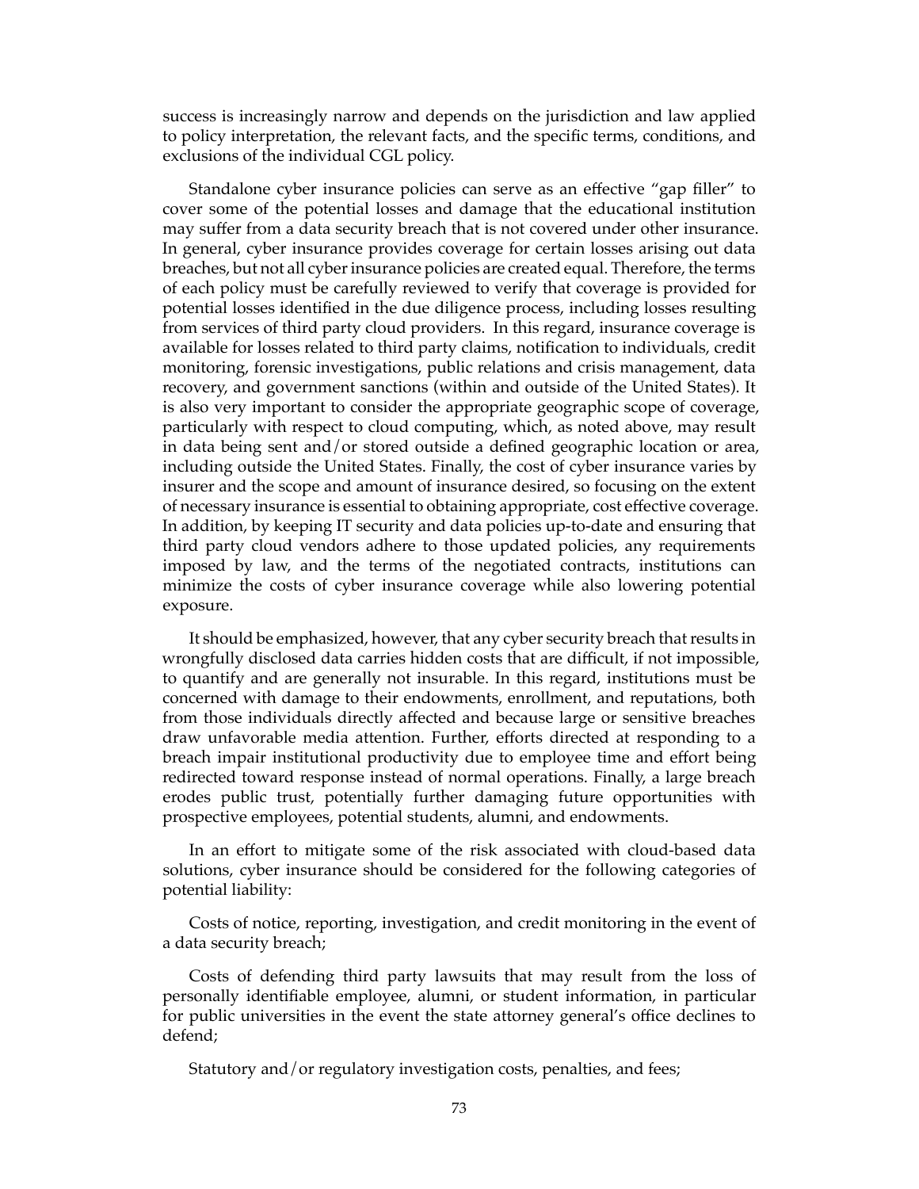success is increasingly narrow and depends on the jurisdiction and law applied to policy interpretation, the relevant facts, and the specific terms, conditions, and exclusions of the individual CGL policy.

Standalone cyber insurance policies can serve as an effective "gap filler" to cover some of the potential losses and damage that the educational institution may suffer from a data security breach that is not covered under other insurance. In general, cyber insurance provides coverage for certain losses arising out data breaches, but not all cyber insurance policies are created equal. Therefore, the terms of each policy must be carefully reviewed to verify that coverage is provided for potential losses identified in the due diligence process, including losses resulting from services of third party cloud providers. In this regard, insurance coverage is available for losses related to third party claims, notification to individuals, credit monitoring, forensic investigations, public relations and crisis management, data recovery, and government sanctions (within and outside of the United States). It is also very important to consider the appropriate geographic scope of coverage, particularly with respect to cloud computing, which, as noted above, may result in data being sent and/or stored outside a defined geographic location or area, including outside the United States. Finally, the cost of cyber insurance varies by insurer and the scope and amount of insurance desired, so focusing on the extent of necessary insurance is essential to obtaining appropriate, cost effective coverage. In addition, by keeping IT security and data policies up-to-date and ensuring that third party cloud vendors adhere to those updated policies, any requirements imposed by law, and the terms of the negotiated contracts, institutions can minimize the costs of cyber insurance coverage while also lowering potential exposure.

It should be emphasized, however, that any cyber security breach that results in wrongfully disclosed data carries hidden costs that are difficult, if not impossible, to quantify and are generally not insurable. In this regard, institutions must be concerned with damage to their endowments, enrollment, and reputations, both from those individuals directly affected and because large or sensitive breaches draw unfavorable media attention. Further, efforts directed at responding to a breach impair institutional productivity due to employee time and effort being redirected toward response instead of normal operations. Finally, a large breach erodes public trust, potentially further damaging future opportunities with prospective employees, potential students, alumni, and endowments.

In an effort to mitigate some of the risk associated with cloud-based data solutions, cyber insurance should be considered for the following categories of potential liability:

Costs of notice, reporting, investigation, and credit monitoring in the event of a data security breach;

Costs of defending third party lawsuits that may result from the loss of personally identifiable employee, alumni, or student information, in particular for public universities in the event the state attorney general's office declines to defend;

Statutory and/or regulatory investigation costs, penalties, and fees;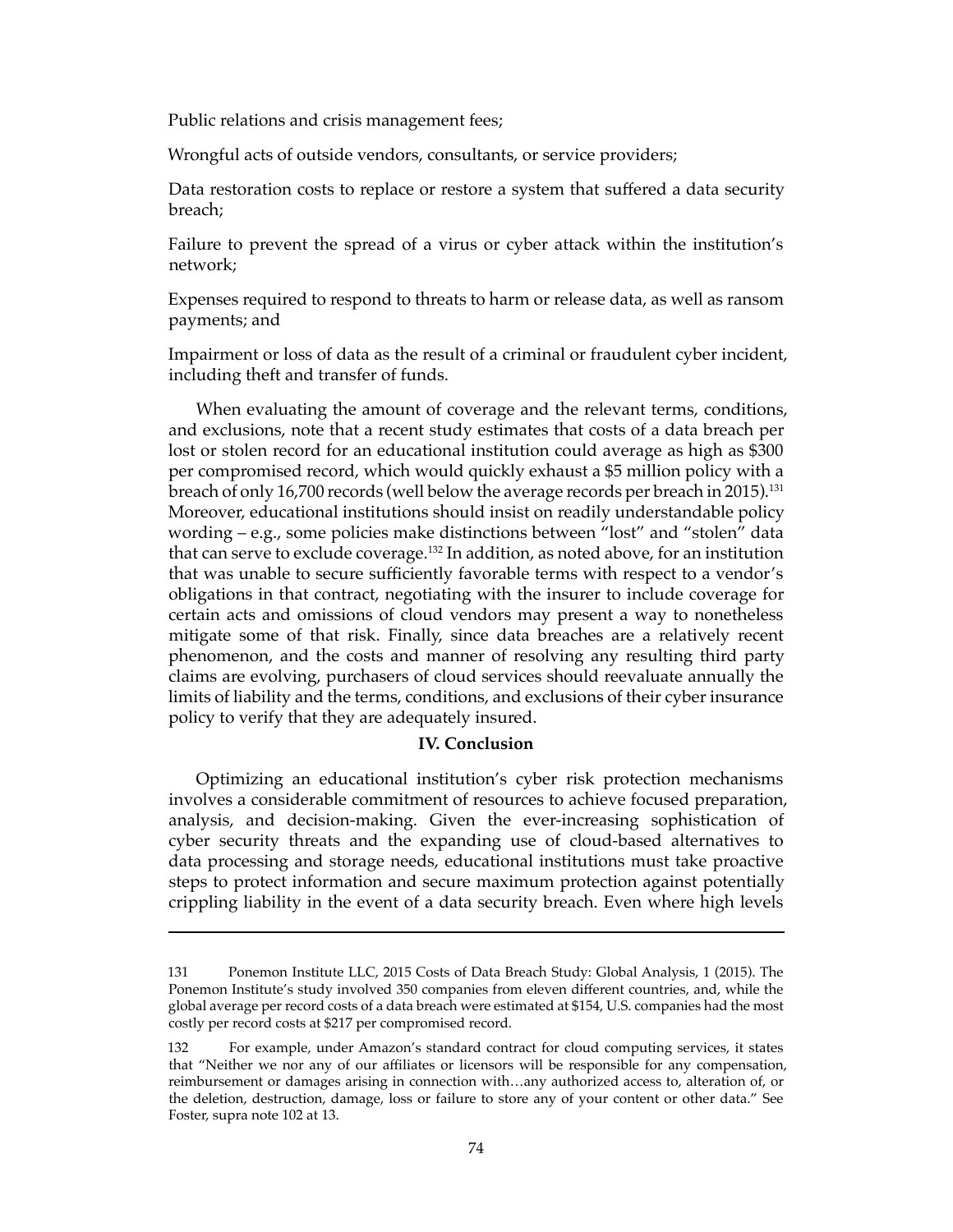Public relations and crisis management fees;

Wrongful acts of outside vendors, consultants, or service providers;

Data restoration costs to replace or restore a system that suffered a data security breach;

Failure to prevent the spread of a virus or cyber attack within the institution's network;

Expenses required to respond to threats to harm or release data, as well as ransom payments; and

Impairment or loss of data as the result of a criminal or fraudulent cyber incident, including theft and transfer of funds.

When evaluating the amount of coverage and the relevant terms, conditions, and exclusions, note that a recent study estimates that costs of a data breach per lost or stolen record for an educational institution could average as high as $300 per compromised record, which would quickly exhaust a $5 million policy with a breach of only 16,700 records (well below the average records per breach in 2015).[131] Moreover, educational institutions should insist on readily understandable policy wording – e.g., some policies make distinctions between "lost" and "stolen" data that can serve to exclude coverage.[132] In addition, as noted above, for an institution that was unable to secure sufficiently favorable terms with respect to a vendor's obligations in that contract, negotiating with the insurer to include coverage for certain acts and omissions of cloud vendors may present a way to nonetheless mitigate some of that risk. Finally, since data breaches are a relatively recent phenomenon, and the costs and manner of resolving any resulting third party claims are evolving, purchasers of cloud services should reevaluate annually the limits of liability and the terms, conditions, and exclusions of their cyber insurance policy to verify that they are adequately insured.

## IV. Conclusion

Optimizing an educational institution's cyber risk protection mechanisms involves a considerable commitment of resources to achieve focused preparation, analysis, and decision-making. Given the ever-increasing sophistication of cyber security threats and the expanding use of cloud-based alternatives to data processing and storage needs, educational institutions must take proactive steps to protect information and secure maximum protection against potentially crippling liability in the event of a data security breach. Even where high levels

---

131 Ponemon Institute LLC, 2015 Costs of Data Breach Study: Global Analysis, 1 (2015). The Ponemon Institute's study involved 350 companies from eleven different countries, and, while the global average per record costs of a data breach were estimated at $154, U.S. companies had the most costly per record costs at $217 per compromised record.

132 For example, under Amazon's standard contract for cloud computing services, it states that "Neither we nor any of our affiliates or licensors will be responsible for any compensation, reimbursement or damages arising in connection with…any authorized access to, alteration of, or the deletion, destruction, damage, loss or failure to store any of your content or other data." See Foster, supra note 102 at 13.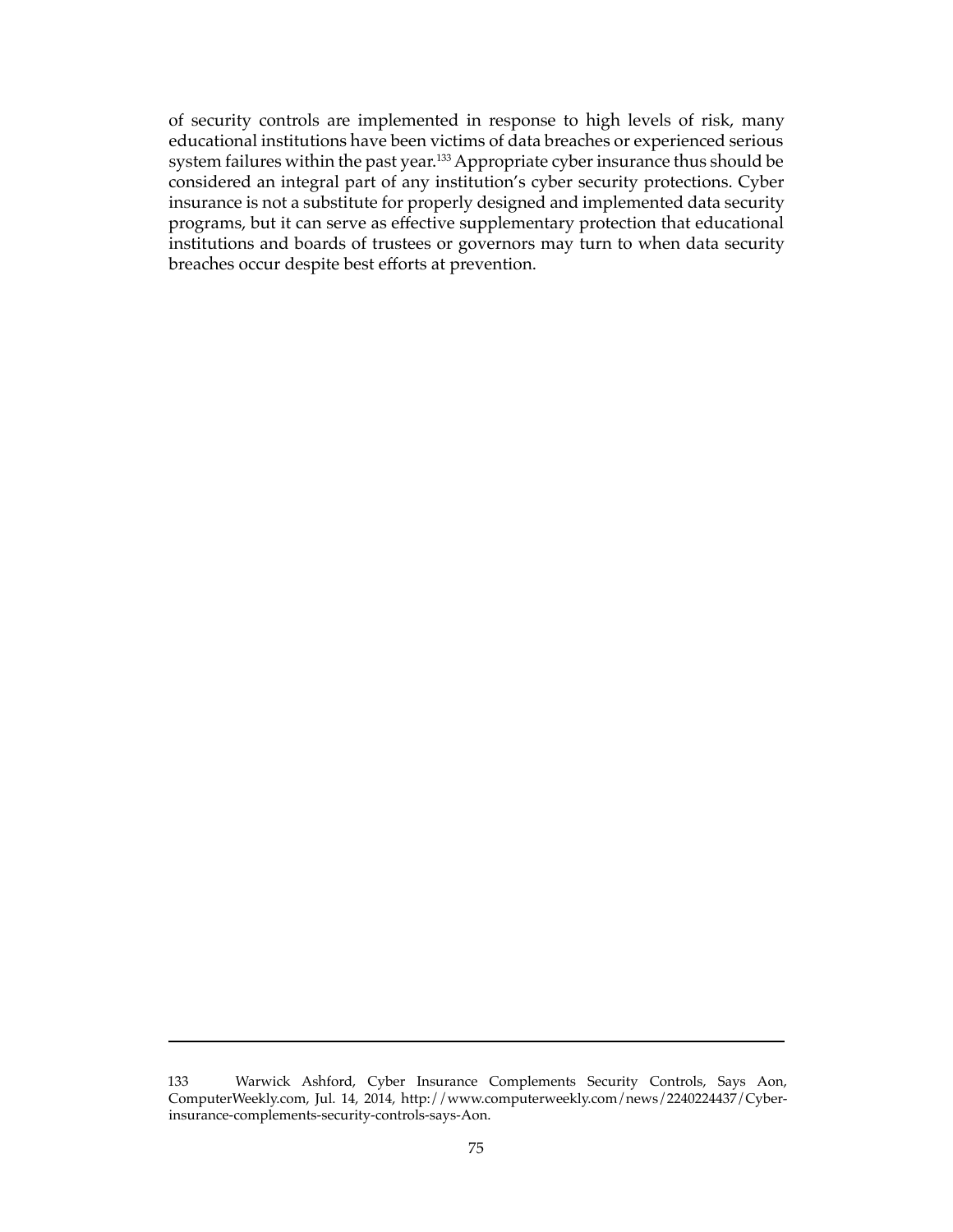of security controls are implemented in response to high levels of risk, many educational institutions have been victims of data breaches or experienced serious system failures within the past year.[133] Appropriate cyber insurance thus should be considered an integral part of any institution's cyber security protections. Cyber insurance is not a substitute for properly designed and implemented data security programs, but it can serve as effective supplementary protection that educational institutions and boards of trustees or governors may turn to when data security breaches occur despite best efforts at prevention.

---

133 Warwick Ashford, Cyber Insurance Complements Security Controls, Says Aon, ComputerWeekly.com, Jul. 14, 2014, http://www.computerweekly.com/news/2240224437/Cyber-insurance-complements-security-controls-says-Aon.